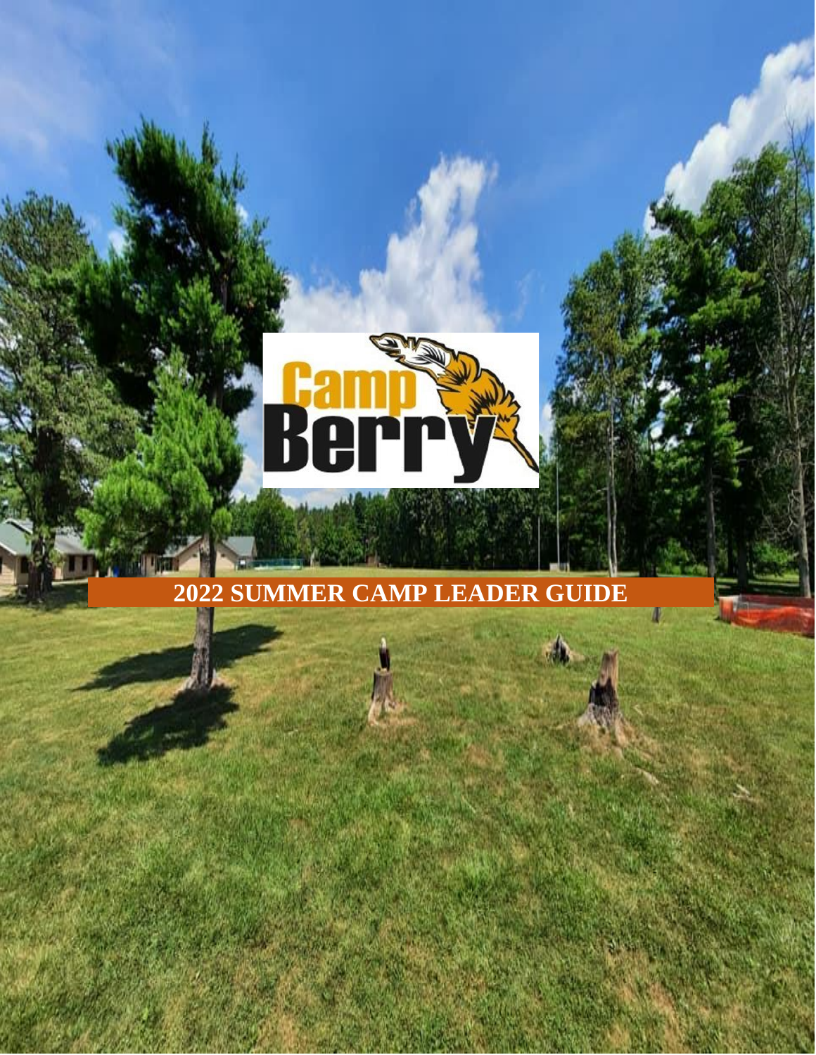Camp Berry

# 2022 SUMMER CAMP LEADER GUIDE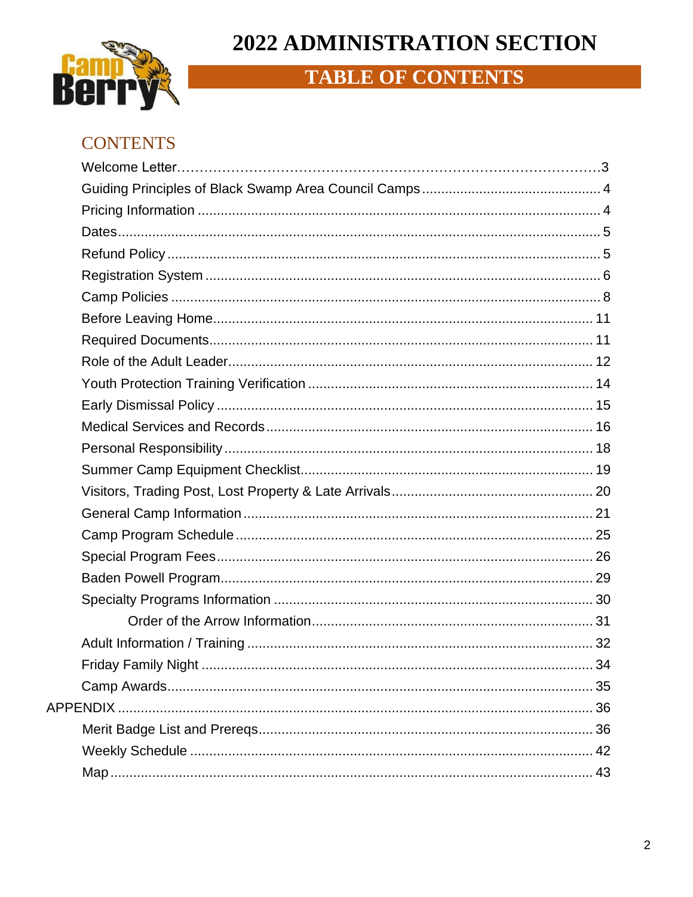# 2022 ADMINISTRATION SECTION

## TABLE OF CONTENTS

### CONTENTS

Welcome Letter……………………………………………………………………………3

Guiding Principles of Black Swamp Area Council Camps ............................................... 4

Pricing Information ........................................................................................................ 4

Dates ............................................................................................................................. 5

Refund Policy ................................................................................................................ 5

Registration System ...................................................................................................... 6

Camp Policies ............................................................................................................... 8

Before Leaving Home .................................................................................................. 11

Required Documents ................................................................................................... 11

Role of the Adult Leader .............................................................................................. 12

Youth Protection Training Verification ......................................................................... 14

Early Dismissal Policy .................................................................................................. 15

Medical Services and Records .................................................................................... 16

Personal Responsibility ............................................................................................... 18

Summer Camp Equipment Checklist ........................................................................... 19

Visitors, Trading Post, Lost Property & Late Arrivals .................................................... 20

General Camp Information .......................................................................................... 21

Camp Program Schedule ............................................................................................ 25

Special Program Fees .................................................................................................. 26

Baden Powell Program ................................................................................................ 29

Specialty Programs Information ................................................................................... 30

    Order of the Arrow Information ............................................................................ 31

Adult Information / Training ......................................................................................... 32

Friday Family Night ..................................................................................................... 34

Camp Awards .............................................................................................................. 35

APPENDIX ........................................................................................................................ 36

Merit Badge List and Prereqs ...................................................................................... 36

Weekly Schedule ........................................................................................................ 42

Map .............................................................................................................................. 43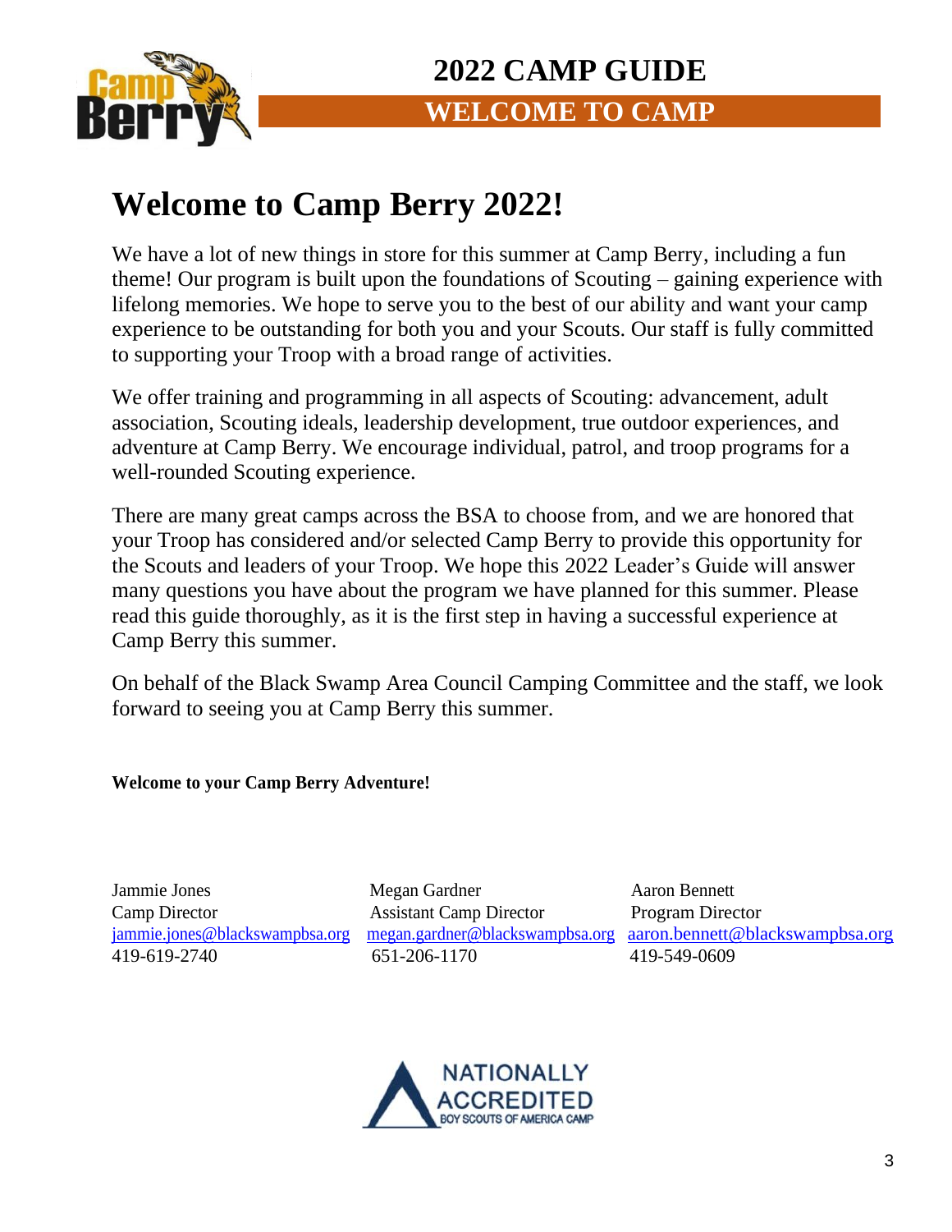# 2022 CAMP GUIDE

## WELCOME TO CAMP

# Welcome to Camp Berry 2022!

We have a lot of new things in store for this summer at Camp Berry, including a fun theme! Our program is built upon the foundations of Scouting – gaining experience with lifelong memories. We hope to serve you to the best of our ability and want your camp experience to be outstanding for both you and your Scouts. Our staff is fully committed to supporting your Troop with a broad range of activities.

We offer training and programming in all aspects of Scouting: advancement, adult association, Scouting ideals, leadership development, true outdoor experiences, and adventure at Camp Berry. We encourage individual, patrol, and troop programs for a well-rounded Scouting experience.

There are many great camps across the BSA to choose from, and we are honored that your Troop has considered and/or selected Camp Berry to provide this opportunity for the Scouts and leaders of your Troop. We hope this 2022 Leader's Guide will answer many questions you have about the program we have planned for this summer. Please read this guide thoroughly, as it is the first step in having a successful experience at Camp Berry this summer.

On behalf of the Black Swamp Area Council Camping Committee and the staff, we look forward to seeing you at Camp Berry this summer.

**Welcome to your Camp Berry Adventure!**

Jammie Jones
Camp Director
jammie.jones@blackswampbsa.org
419-619-2740

Megan Gardner
Assistant Camp Director
megan.gardner@blackswampbsa.org
651-206-1170

Aaron Bennett
Program Director
aaron.bennett@blackswampbsa.org
419-549-0609

NATIONALLY ACCREDITED
BOY SCOUTS OF AMERICA CAMP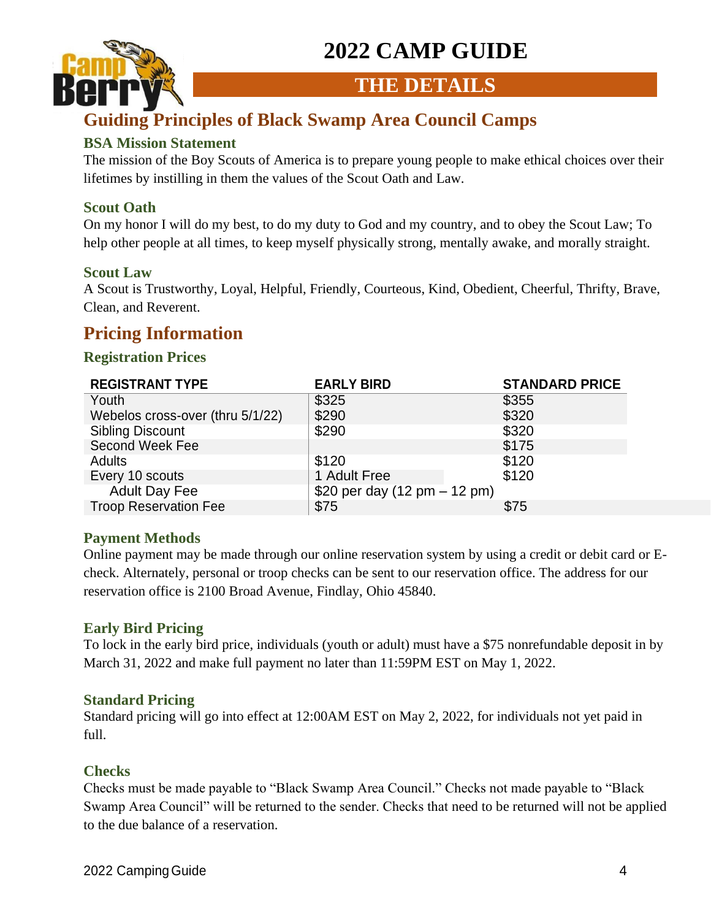# 2022 CAMP GUIDE

## THE DETAILS

## Guiding Principles of Black Swamp Area Council Camps

### BSA Mission Statement

The mission of the Boy Scouts of America is to prepare young people to make ethical choices over their lifetimes by instilling in them the values of the Scout Oath and Law.

### Scout Oath

On my honor I will do my best, to do my duty to God and my country, and to obey the Scout Law; To help other people at all times, to keep myself physically strong, mentally awake, and morally straight.

### Scout Law

A Scout is Trustworthy, Loyal, Helpful, Friendly, Courteous, Kind, Obedient, Cheerful, Thrifty, Brave, Clean, and Reverent.

## Pricing Information

### Registration Prices

| REGISTRANT TYPE | EARLY BIRD | STANDARD PRICE |
|---|---|---|
| Youth | $325 | $355 |
| Webelos cross-over (thru 5/1/22) | $290 | $320 |
| Sibling Discount | $290 | $320 |
| Second Week Fee | | $175 |
| Adults | $120 | $120 |
| Every 10 scouts | 1 Adult Free | $120 |
| Adult Day Fee | $20 per day (12 pm – 12 pm) | |
| Troop Reservation Fee | $75 | $75 |

### Payment Methods

Online payment may be made through our online reservation system by using a credit or debit card or E-check. Alternately, personal or troop checks can be sent to our reservation office. The address for our reservation office is 2100 Broad Avenue, Findlay, Ohio 45840.

### Early Bird Pricing

To lock in the early bird price, individuals (youth or adult) must have a $75 nonrefundable deposit in by March 31, 2022 and make full payment no later than 11:59PM EST on May 1, 2022.

### Standard Pricing

Standard pricing will go into effect at 12:00AM EST on May 2, 2022, for individuals not yet paid in full.

### Checks

Checks must be made payable to "Black Swamp Area Council." Checks not made payable to "Black Swamp Area Council" will be returned to the sender. Checks that need to be returned will not be applied to the due balance of a reservation.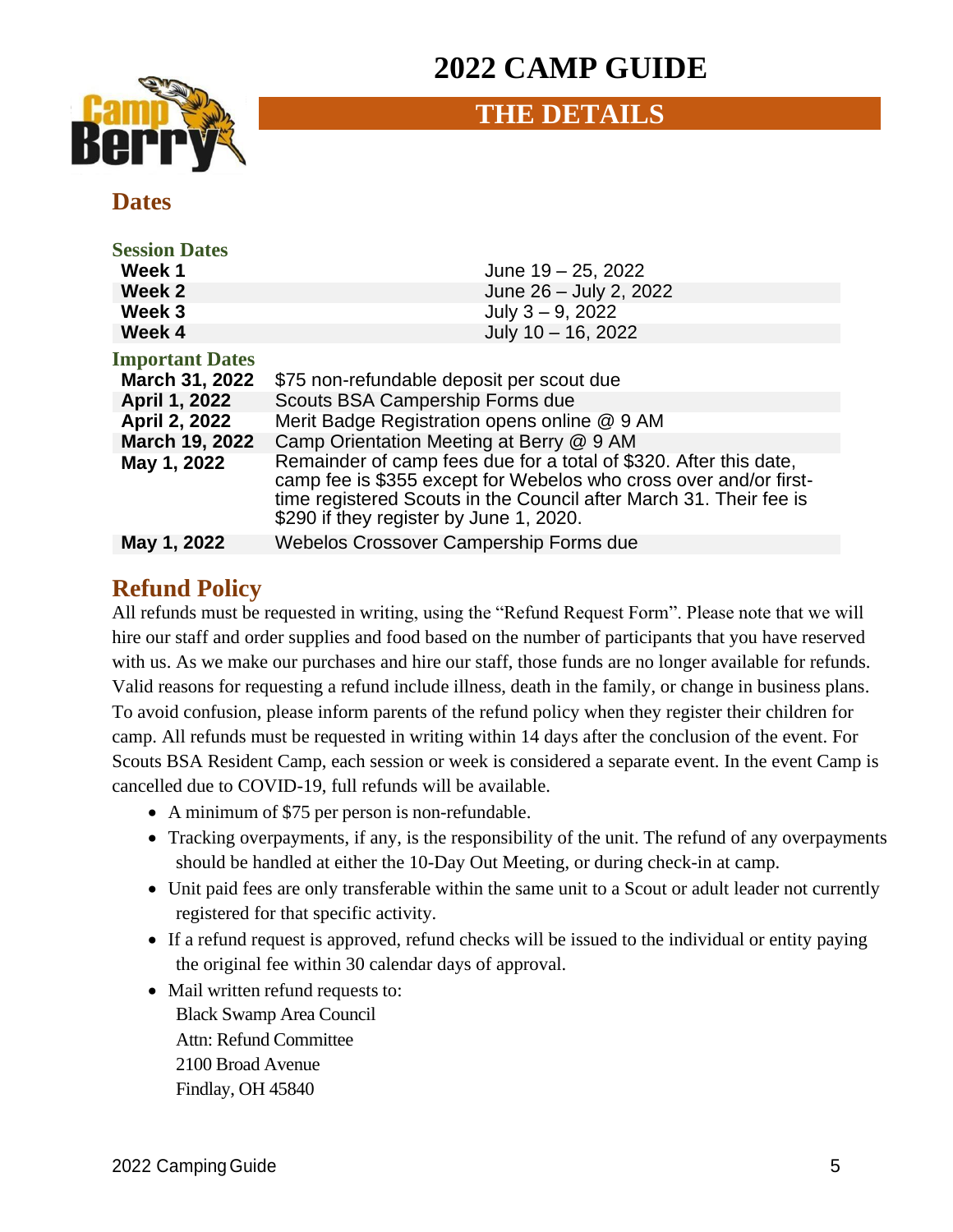# 2022 CAMP GUIDE

## THE DETAILS

### Dates

#### Session Dates

| | |
|---|---|
| **Week 1** | June 19 – 25, 2022 |
| **Week 2** | June 26 – July 2, 2022 |
| **Week 3** | July 3 – 9, 2022 |
| **Week 4** | July 10 – 16, 2022 |

#### Important Dates

| | |
|---|---|
| **March 31, 2022** | $75 non-refundable deposit per scout due |
| **April 1, 2022** | Scouts BSA Campership Forms due |
| **April 2, 2022** | Merit Badge Registration opens online @ 9 AM |
| **March 19, 2022** | Camp Orientation Meeting at Berry @ 9 AM |
| **May 1, 2022** | Remainder of camp fees due for a total of $320. After this date, camp fee is $355 except for Webelos who cross over and/or first-time registered Scouts in the Council after March 31. Their fee is $290 if they register by June 1, 2020. |
| **May 1, 2022** | Webelos Crossover Campership Forms due |

### Refund Policy

All refunds must be requested in writing, using the "Refund Request Form". Please note that we will hire our staff and order supplies and food based on the number of participants that you have reserved with us. As we make our purchases and hire our staff, those funds are no longer available for refunds. Valid reasons for requesting a refund include illness, death in the family, or change in business plans. To avoid confusion, please inform parents of the refund policy when they register their children for camp. All refunds must be requested in writing within 14 days after the conclusion of the event. For Scouts BSA Resident Camp, each session or week is considered a separate event. In the event Camp is cancelled due to COVID-19, full refunds will be available.

- A minimum of $75 per person is non-refundable.
- Tracking overpayments, if any, is the responsibility of the unit. The refund of any overpayments should be handled at either the 10-Day Out Meeting, or during check-in at camp.
- Unit paid fees are only transferable within the same unit to a Scout or adult leader not currently registered for that specific activity.
- If a refund request is approved, refund checks will be issued to the individual or entity paying the original fee within 30 calendar days of approval.
- Mail written refund requests to:  
  Black Swamp Area Council  
  Attn: Refund Committee  
  2100 Broad Avenue  
  Findlay, OH 45840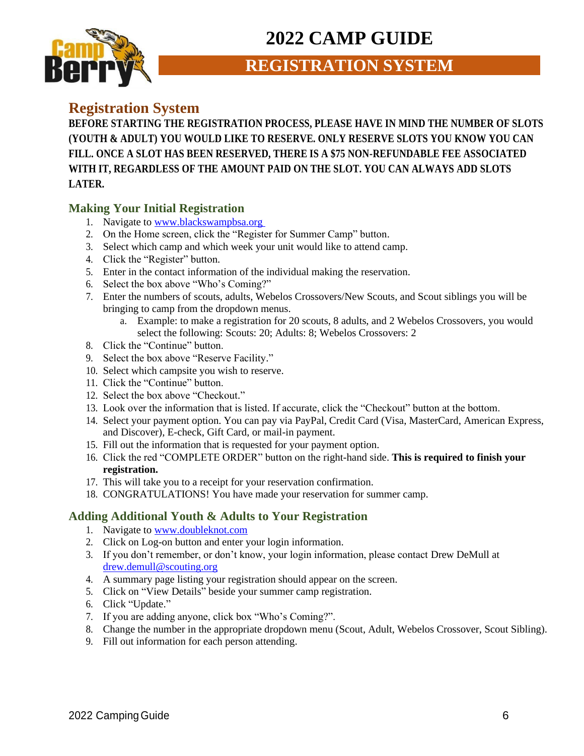# 2022 CAMP GUIDE

## REGISTRATION SYSTEM

## Registration System

**BEFORE STARTING THE REGISTRATION PROCESS, PLEASE HAVE IN MIND THE NUMBER OF SLOTS (YOUTH & ADULT) YOU WOULD LIKE TO RESERVE. ONLY RESERVE SLOTS YOU KNOW YOU CAN FILL. ONCE A SLOT HAS BEEN RESERVED, THERE IS A $75 NON-REFUNDABLE FEE ASSOCIATED WITH IT, REGARDLESS OF THE AMOUNT PAID ON THE SLOT. YOU CAN ALWAYS ADD SLOTS LATER.**

### Making Your Initial Registration

1. Navigate to www.blackswampbsa.org
2. On the Home screen, click the "Register for Summer Camp" button.
3. Select which camp and which week your unit would like to attend camp.
4. Click the "Register" button.
5. Enter in the contact information of the individual making the reservation.
6. Select the box above "Who's Coming?"
7. Enter the numbers of scouts, adults, Webelos Crossovers/New Scouts, and Scout siblings you will be bringing to camp from the dropdown menus.
   a. Example: to make a registration for 20 scouts, 8 adults, and 2 Webelos Crossovers, you would select the following: Scouts: 20; Adults: 8; Webelos Crossovers: 2
8. Click the "Continue" button.
9. Select the box above "Reserve Facility."
10. Select which campsite you wish to reserve.
11. Click the "Continue" button.
12. Select the box above "Checkout."
13. Look over the information that is listed. If accurate, click the "Checkout" button at the bottom.
14. Select your payment option. You can pay via PayPal, Credit Card (Visa, MasterCard, American Express, and Discover), E-check, Gift Card, or mail-in payment.
15. Fill out the information that is requested for your payment option.
16. Click the red "COMPLETE ORDER" button on the right-hand side. **This is required to finish your registration.**
17. This will take you to a receipt for your reservation confirmation.
18. CONGRATULATIONS! You have made your reservation for summer camp.

### Adding Additional Youth & Adults to Your Registration

1. Navigate to www.doubleknot.com
2. Click on Log-on button and enter your login information.
3. If you don't remember, or don't know, your login information, please contact Drew DeMull at drew.demull@scouting.org
4. A summary page listing your registration should appear on the screen.
5. Click on "View Details" beside your summer camp registration.
6. Click "Update."
7. If you are adding anyone, click box "Who's Coming?".
8. Change the number in the appropriate dropdown menu (Scout, Adult, Webelos Crossover, Scout Sibling).
9. Fill out information for each person attending.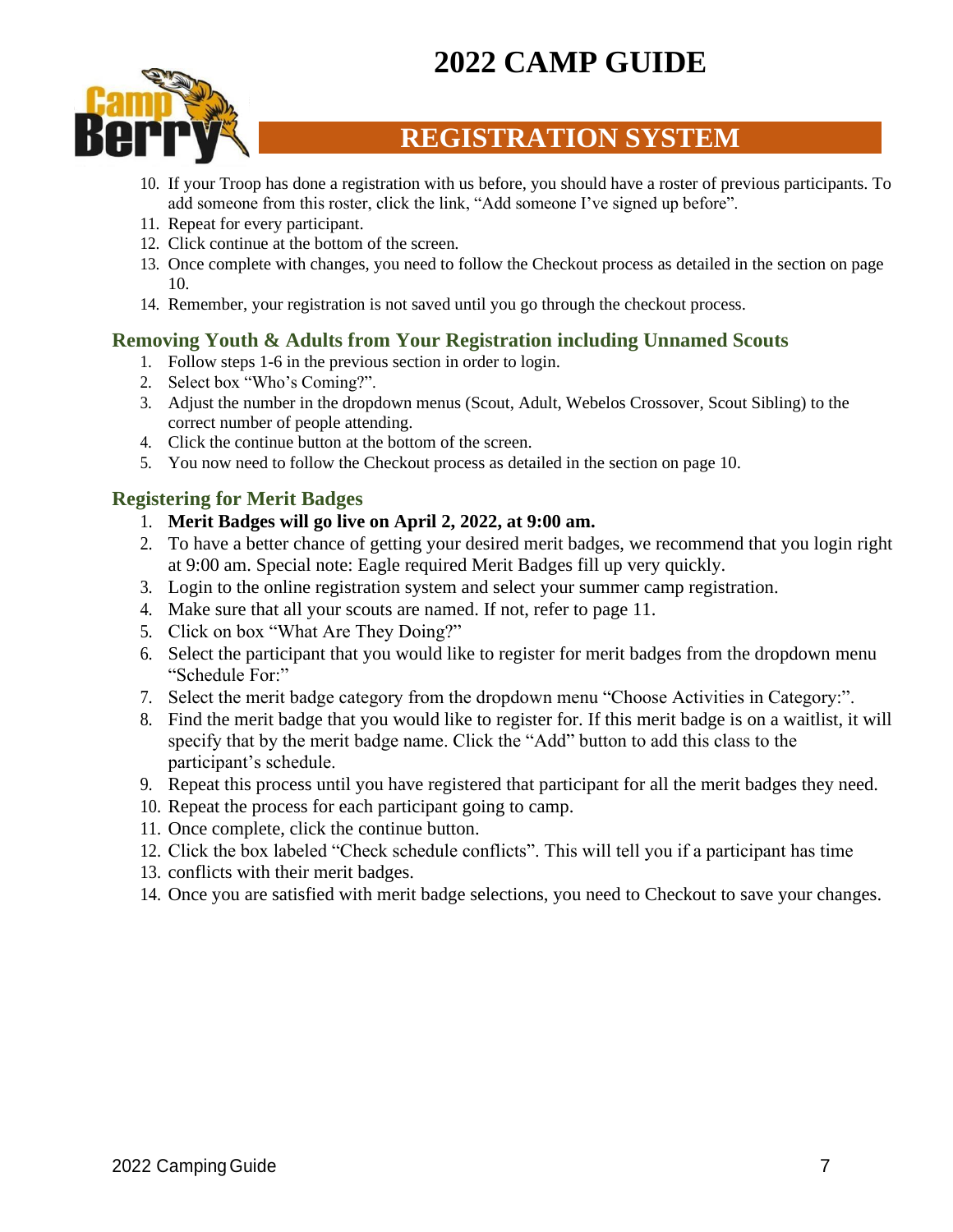# 2022 CAMP GUIDE

## REGISTRATION SYSTEM

10. If your Troop has done a registration with us before, you should have a roster of previous participants. To add someone from this roster, click the link, "Add someone I've signed up before".
11. Repeat for every participant.
12. Click continue at the bottom of the screen.
13. Once complete with changes, you need to follow the Checkout process as detailed in the section on page 10.
14. Remember, your registration is not saved until you go through the checkout process.

### Removing Youth & Adults from Your Registration including Unnamed Scouts

1. Follow steps 1-6 in the previous section in order to login.
2. Select box "Who's Coming?".
3. Adjust the number in the dropdown menus (Scout, Adult, Webelos Crossover, Scout Sibling) to the correct number of people attending.
4. Click the continue button at the bottom of the screen.
5. You now need to follow the Checkout process as detailed in the section on page 10.

### Registering for Merit Badges

1. **Merit Badges will go live on April 2, 2022, at 9:00 am.**
2. To have a better chance of getting your desired merit badges, we recommend that you login right at 9:00 am. Special note: Eagle required Merit Badges fill up very quickly.
3. Login to the online registration system and select your summer camp registration.
4. Make sure that all your scouts are named. If not, refer to page 11.
5. Click on box "What Are They Doing?"
6. Select the participant that you would like to register for merit badges from the dropdown menu "Schedule For:"
7. Select the merit badge category from the dropdown menu "Choose Activities in Category:".
8. Find the merit badge that you would like to register for. If this merit badge is on a waitlist, it will specify that by the merit badge name. Click the "Add" button to add this class to the participant's schedule.
9. Repeat this process until you have registered that participant for all the merit badges they need.
10. Repeat the process for each participant going to camp.
11. Once complete, click the continue button.
12. Click the box labeled "Check schedule conflicts". This will tell you if a participant has time
13. conflicts with their merit badges.
14. Once you are satisfied with merit badge selections, you need to Checkout to save your changes.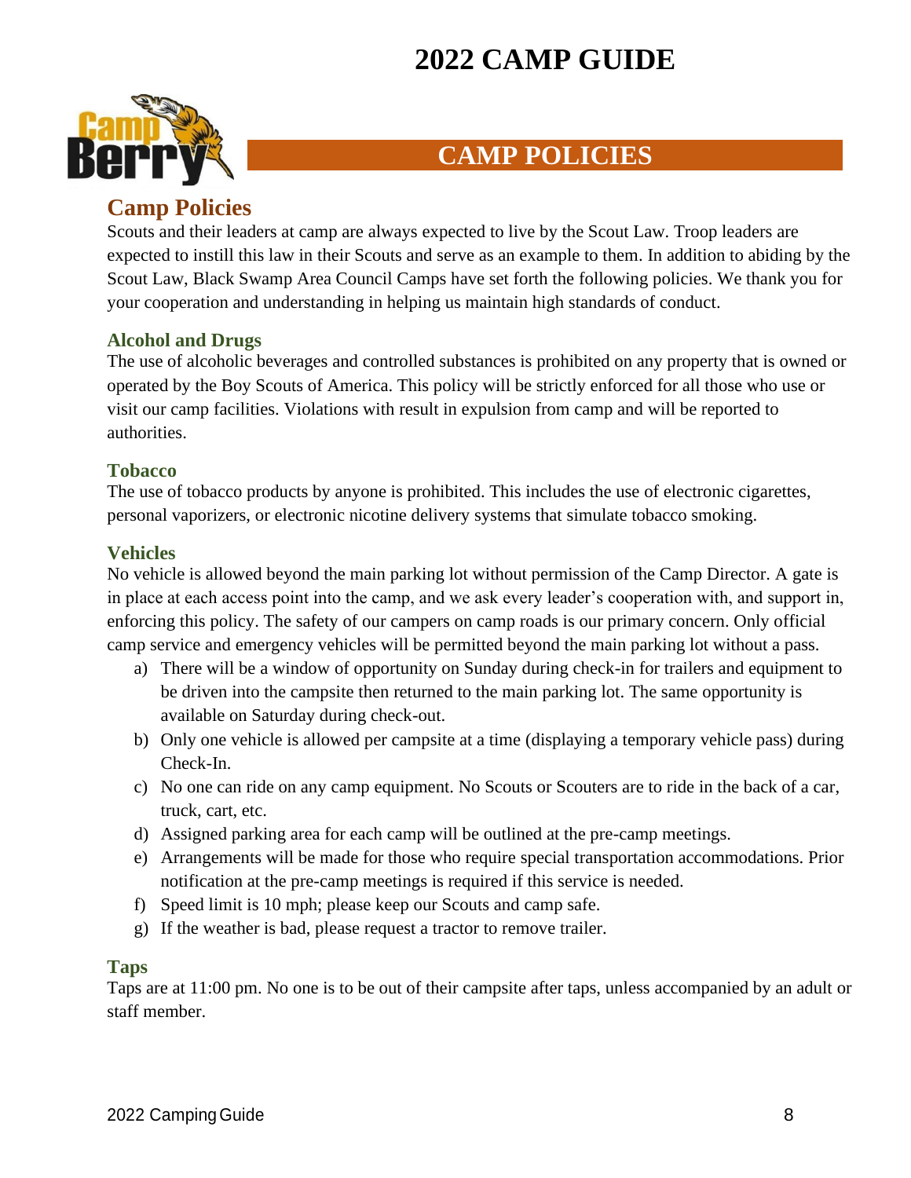# 2022 CAMP GUIDE

## CAMP POLICIES

## Camp Policies

Scouts and their leaders at camp are always expected to live by the Scout Law. Troop leaders are expected to instill this law in their Scouts and serve as an example to them. In addition to abiding by the Scout Law, Black Swamp Area Council Camps have set forth the following policies. We thank you for your cooperation and understanding in helping us maintain high standards of conduct.

### Alcohol and Drugs

The use of alcoholic beverages and controlled substances is prohibited on any property that is owned or operated by the Boy Scouts of America. This policy will be strictly enforced for all those who use or visit our camp facilities. Violations with result in expulsion from camp and will be reported to authorities.

### Tobacco

The use of tobacco products by anyone is prohibited. This includes the use of electronic cigarettes, personal vaporizers, or electronic nicotine delivery systems that simulate tobacco smoking.

### Vehicles

No vehicle is allowed beyond the main parking lot without permission of the Camp Director. A gate is in place at each access point into the camp, and we ask every leader's cooperation with, and support in, enforcing this policy. The safety of our campers on camp roads is our primary concern. Only official camp service and emergency vehicles will be permitted beyond the main parking lot without a pass.

a) There will be a window of opportunity on Sunday during check-in for trailers and equipment to be driven into the campsite then returned to the main parking lot. The same opportunity is available on Saturday during check-out.
b) Only one vehicle is allowed per campsite at a time (displaying a temporary vehicle pass) during Check-In.
c) No one can ride on any camp equipment. No Scouts or Scouters are to ride in the back of a car, truck, cart, etc.
d) Assigned parking area for each camp will be outlined at the pre-camp meetings.
e) Arrangements will be made for those who require special transportation accommodations. Prior notification at the pre-camp meetings is required if this service is needed.
f) Speed limit is 10 mph; please keep our Scouts and camp safe.
g) If the weather is bad, please request a tractor to remove trailer.

### Taps

Taps are at 11:00 pm. No one is to be out of their campsite after taps, unless accompanied by an adult or staff member.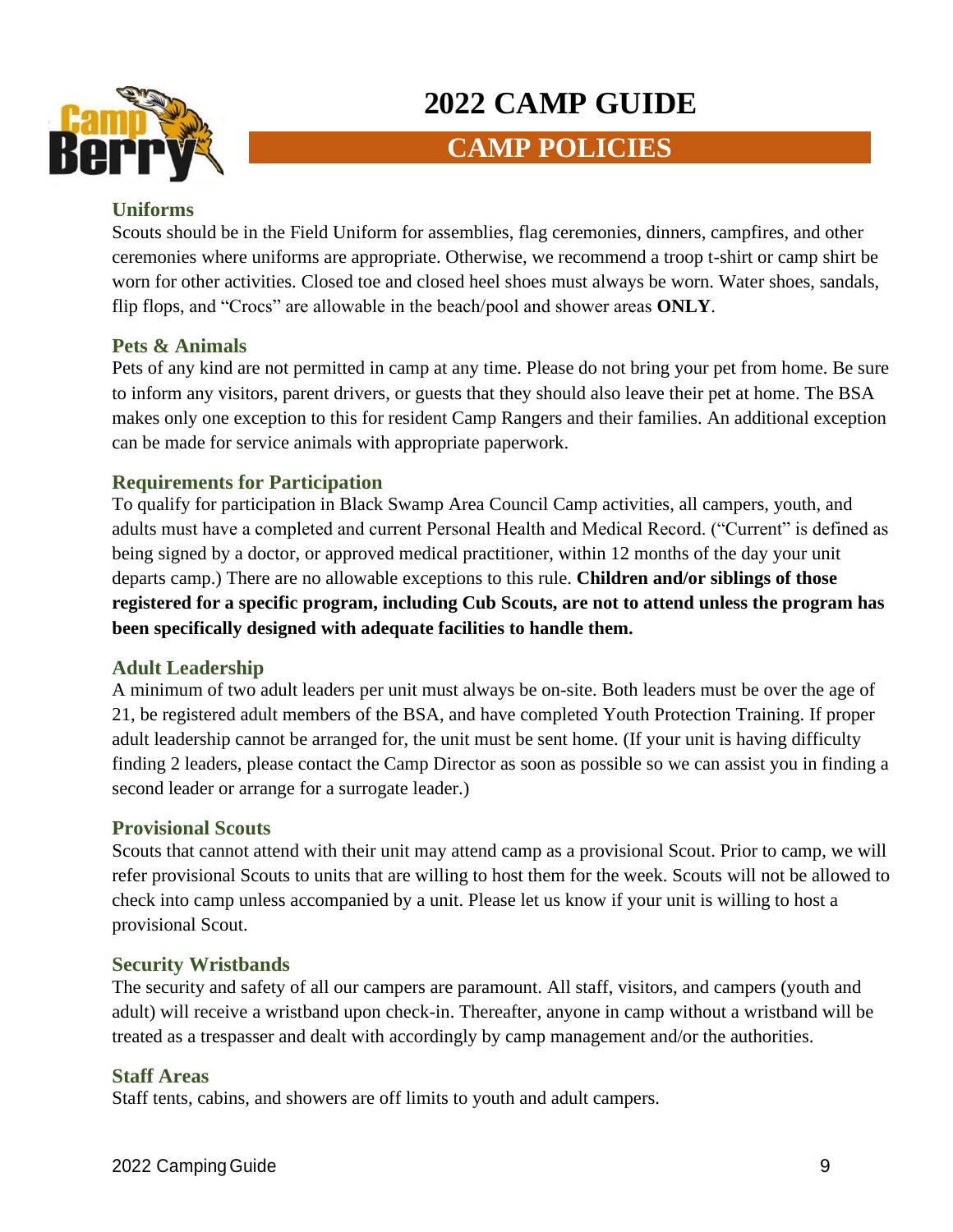# 2022 CAMP GUIDE

## CAMP POLICIES

### Uniforms

Scouts should be in the Field Uniform for assemblies, flag ceremonies, dinners, campfires, and other ceremonies where uniforms are appropriate. Otherwise, we recommend a troop t-shirt or camp shirt be worn for other activities. Closed toe and closed heel shoes must always be worn. Water shoes, sandals, flip flops, and "Crocs" are allowable in the beach/pool and shower areas **ONLY**.

### Pets & Animals

Pets of any kind are not permitted in camp at any time. Please do not bring your pet from home. Be sure to inform any visitors, parent drivers, or guests that they should also leave their pet at home. The BSA makes only one exception to this for resident Camp Rangers and their families. An additional exception can be made for service animals with appropriate paperwork.

### Requirements for Participation

To qualify for participation in Black Swamp Area Council Camp activities, all campers, youth, and adults must have a completed and current Personal Health and Medical Record. ("Current" is defined as being signed by a doctor, or approved medical practitioner, within 12 months of the day your unit departs camp.) There are no allowable exceptions to this rule. **Children and/or siblings of those registered for a specific program, including Cub Scouts, are not to attend unless the program has been specifically designed with adequate facilities to handle them.**

### Adult Leadership

A minimum of two adult leaders per unit must always be on-site. Both leaders must be over the age of 21, be registered adult members of the BSA, and have completed Youth Protection Training. If proper adult leadership cannot be arranged for, the unit must be sent home. (If your unit is having difficulty finding 2 leaders, please contact the Camp Director as soon as possible so we can assist you in finding a second leader or arrange for a surrogate leader.)

### Provisional Scouts

Scouts that cannot attend with their unit may attend camp as a provisional Scout. Prior to camp, we will refer provisional Scouts to units that are willing to host them for the week. Scouts will not be allowed to check into camp unless accompanied by a unit. Please let us know if your unit is willing to host a provisional Scout.

### Security Wristbands

The security and safety of all our campers are paramount. All staff, visitors, and campers (youth and adult) will receive a wristband upon check-in. Thereafter, anyone in camp without a wristband will be treated as a trespasser and dealt with accordingly by camp management and/or the authorities.

### Staff Areas

Staff tents, cabins, and showers are off limits to youth and adult campers.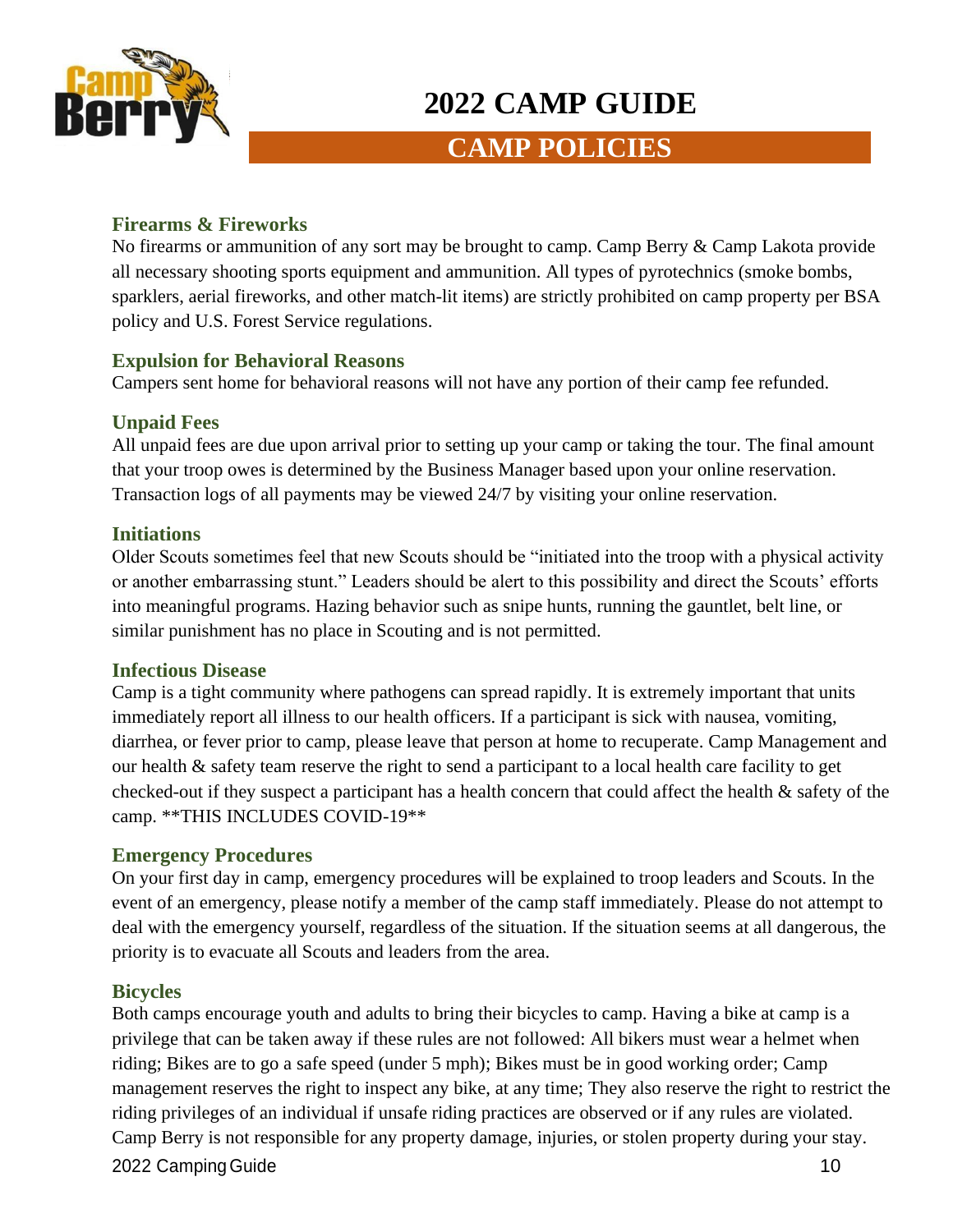# 2022 CAMP GUIDE

## CAMP POLICIES

### Firearms & Fireworks

No firearms or ammunition of any sort may be brought to camp. Camp Berry & Camp Lakota provide all necessary shooting sports equipment and ammunition. All types of pyrotechnics (smoke bombs, sparklers, aerial fireworks, and other match-lit items) are strictly prohibited on camp property per BSA policy and U.S. Forest Service regulations.

### Expulsion for Behavioral Reasons

Campers sent home for behavioral reasons will not have any portion of their camp fee refunded.

### Unpaid Fees

All unpaid fees are due upon arrival prior to setting up your camp or taking the tour. The final amount that your troop owes is determined by the Business Manager based upon your online reservation. Transaction logs of all payments may be viewed 24/7 by visiting your online reservation.

### Initiations

Older Scouts sometimes feel that new Scouts should be "initiated into the troop with a physical activity or another embarrassing stunt." Leaders should be alert to this possibility and direct the Scouts' efforts into meaningful programs. Hazing behavior such as snipe hunts, running the gauntlet, belt line, or similar punishment has no place in Scouting and is not permitted.

### Infectious Disease

Camp is a tight community where pathogens can spread rapidly. It is extremely important that units immediately report all illness to our health officers. If a participant is sick with nausea, vomiting, diarrhea, or fever prior to camp, please leave that person at home to recuperate. Camp Management and our health & safety team reserve the right to send a participant to a local health care facility to get checked-out if they suspect a participant has a health concern that could affect the health & safety of the camp. **THIS INCLUDES COVID-19**

### Emergency Procedures

On your first day in camp, emergency procedures will be explained to troop leaders and Scouts. In the event of an emergency, please notify a member of the camp staff immediately. Please do not attempt to deal with the emergency yourself, regardless of the situation. If the situation seems at all dangerous, the priority is to evacuate all Scouts and leaders from the area.

### Bicycles

Both camps encourage youth and adults to bring their bicycles to camp. Having a bike at camp is a privilege that can be taken away if these rules are not followed: All bikers must wear a helmet when riding; Bikes are to go a safe speed (under 5 mph); Bikes must be in good working order; Camp management reserves the right to inspect any bike, at any time; They also reserve the right to restrict the riding privileges of an individual if unsafe riding practices are observed or if any rules are violated. Camp Berry is not responsible for any property damage, injuries, or stolen property during your stay.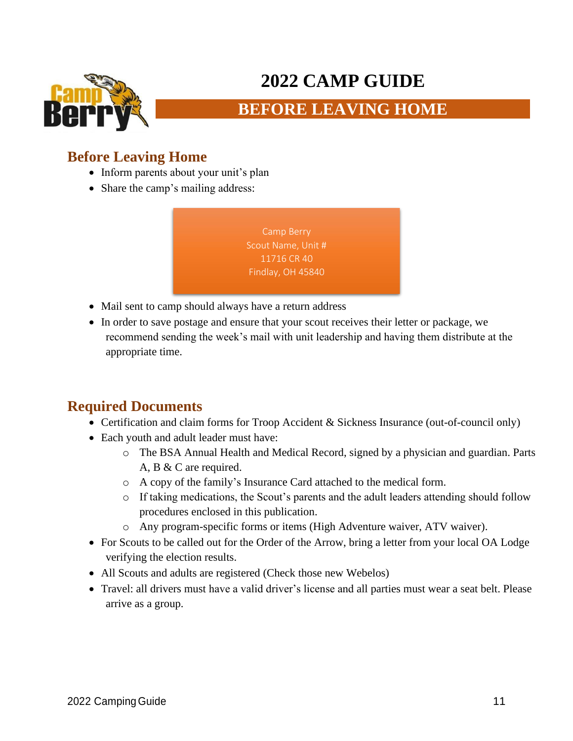# 2022 CAMP GUIDE

## BEFORE LEAVING HOME

### Before Leaving Home

- Inform parents about your unit's plan
- Share the camp's mailing address:

> Camp Berry
> Scout Name, Unit #
> 11716 CR 40
> Findlay, OH 45840

- Mail sent to camp should always have a return address
- In order to save postage and ensure that your scout receives their letter or package, we recommend sending the week's mail with unit leadership and having them distribute at the appropriate time.

### Required Documents

- Certification and claim forms for Troop Accident & Sickness Insurance (out-of-council only)
- Each youth and adult leader must have:
  - The BSA Annual Health and Medical Record, signed by a physician and guardian. Parts A, B & C are required.
  - A copy of the family's Insurance Card attached to the medical form.
  - If taking medications, the Scout's parents and the adult leaders attending should follow procedures enclosed in this publication.
  - Any program-specific forms or items (High Adventure waiver, ATV waiver).
- For Scouts to be called out for the Order of the Arrow, bring a letter from your local OA Lodge verifying the election results.
- All Scouts and adults are registered (Check those new Webelos)
- Travel: all drivers must have a valid driver's license and all parties must wear a seat belt. Please arrive as a group.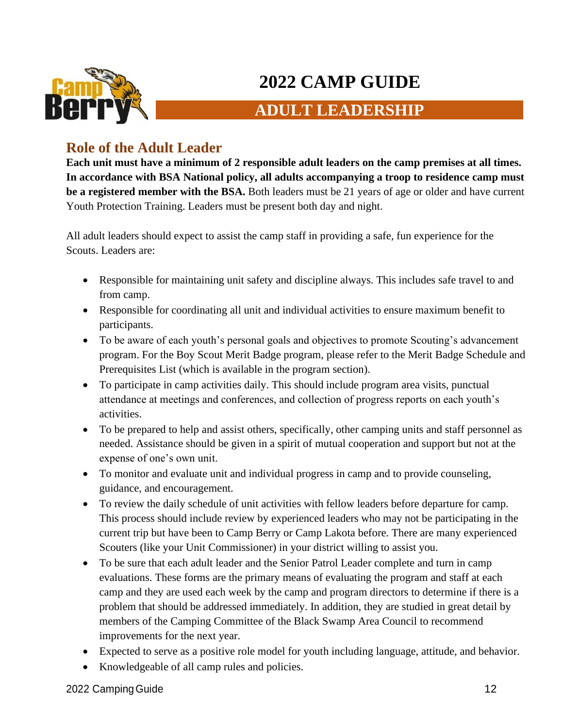# 2022 CAMP GUIDE

## ADULT LEADERSHIP

### Role of the Adult Leader

**Each unit must have a minimum of 2 responsible adult leaders on the camp premises at all times. In accordance with BSA National policy, all adults accompanying a troop to residence camp must be a registered member with the BSA.** Both leaders must be 21 years of age or older and have current Youth Protection Training. Leaders must be present both day and night.

All adult leaders should expect to assist the camp staff in providing a safe, fun experience for the Scouts. Leaders are:

- Responsible for maintaining unit safety and discipline always. This includes safe travel to and from camp.
- Responsible for coordinating all unit and individual activities to ensure maximum benefit to participants.
- To be aware of each youth's personal goals and objectives to promote Scouting's advancement program. For the Boy Scout Merit Badge program, please refer to the Merit Badge Schedule and Prerequisites List (which is available in the program section).
- To participate in camp activities daily. This should include program area visits, punctual attendance at meetings and conferences, and collection of progress reports on each youth's activities.
- To be prepared to help and assist others, specifically, other camping units and staff personnel as needed. Assistance should be given in a spirit of mutual cooperation and support but not at the expense of one's own unit.
- To monitor and evaluate unit and individual progress in camp and to provide counseling, guidance, and encouragement.
- To review the daily schedule of unit activities with fellow leaders before departure for camp. This process should include review by experienced leaders who may not be participating in the current trip but have been to Camp Berry or Camp Lakota before. There are many experienced Scouters (like your Unit Commissioner) in your district willing to assist you.
- To be sure that each adult leader and the Senior Patrol Leader complete and turn in camp evaluations. These forms are the primary means of evaluating the program and staff at each camp and they are used each week by the camp and program directors to determine if there is a problem that should be addressed immediately. In addition, they are studied in great detail by members of the Camping Committee of the Black Swamp Area Council to recommend improvements for the next year.
- Expected to serve as a positive role model for youth including language, attitude, and behavior.
- Knowledgeable of all camp rules and policies.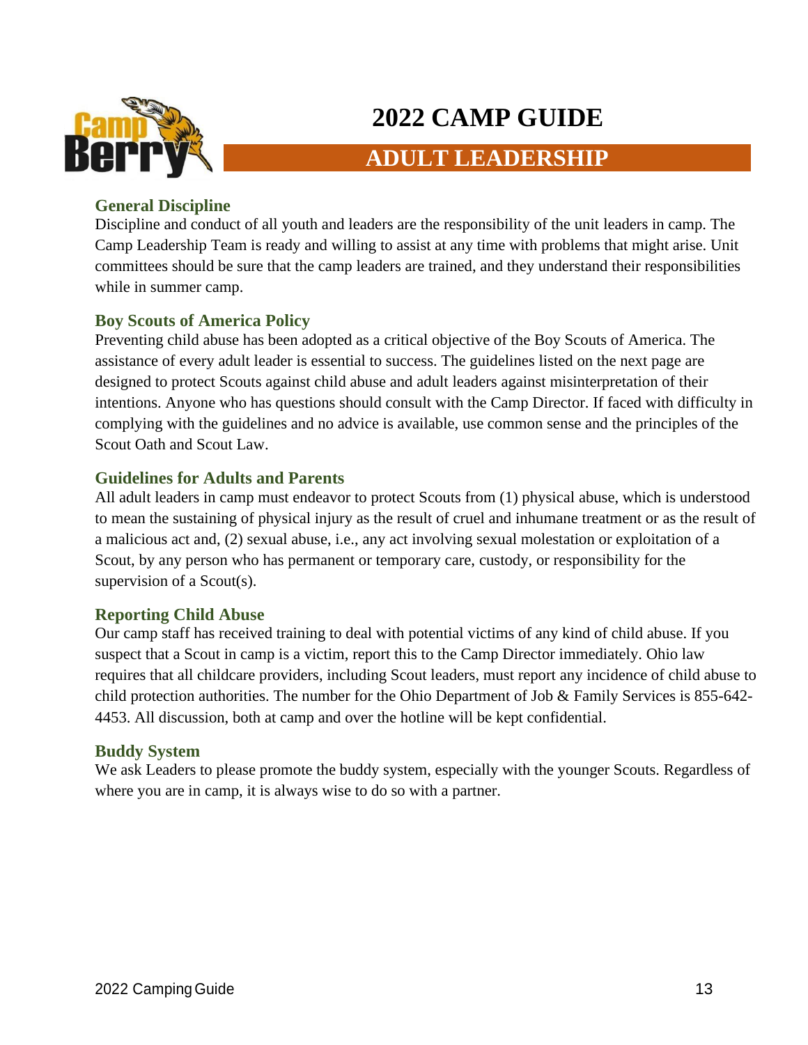# 2022 CAMP GUIDE

## ADULT LEADERSHIP

### General Discipline

Discipline and conduct of all youth and leaders are the responsibility of the unit leaders in camp. The Camp Leadership Team is ready and willing to assist at any time with problems that might arise. Unit committees should be sure that the camp leaders are trained, and they understand their responsibilities while in summer camp.

### Boy Scouts of America Policy

Preventing child abuse has been adopted as a critical objective of the Boy Scouts of America. The assistance of every adult leader is essential to success. The guidelines listed on the next page are designed to protect Scouts against child abuse and adult leaders against misinterpretation of their intentions. Anyone who has questions should consult with the Camp Director. If faced with difficulty in complying with the guidelines and no advice is available, use common sense and the principles of the Scout Oath and Scout Law.

### Guidelines for Adults and Parents

All adult leaders in camp must endeavor to protect Scouts from (1) physical abuse, which is understood to mean the sustaining of physical injury as the result of cruel and inhumane treatment or as the result of a malicious act and, (2) sexual abuse, i.e., any act involving sexual molestation or exploitation of a Scout, by any person who has permanent or temporary care, custody, or responsibility for the supervision of a Scout(s).

### Reporting Child Abuse

Our camp staff has received training to deal with potential victims of any kind of child abuse. If you suspect that a Scout in camp is a victim, report this to the Camp Director immediately. Ohio law requires that all childcare providers, including Scout leaders, must report any incidence of child abuse to child protection authorities. The number for the Ohio Department of Job & Family Services is 855-642-4453. All discussion, both at camp and over the hotline will be kept confidential.

### Buddy System

We ask Leaders to please promote the buddy system, especially with the younger Scouts. Regardless of where you are in camp, it is always wise to do so with a partner.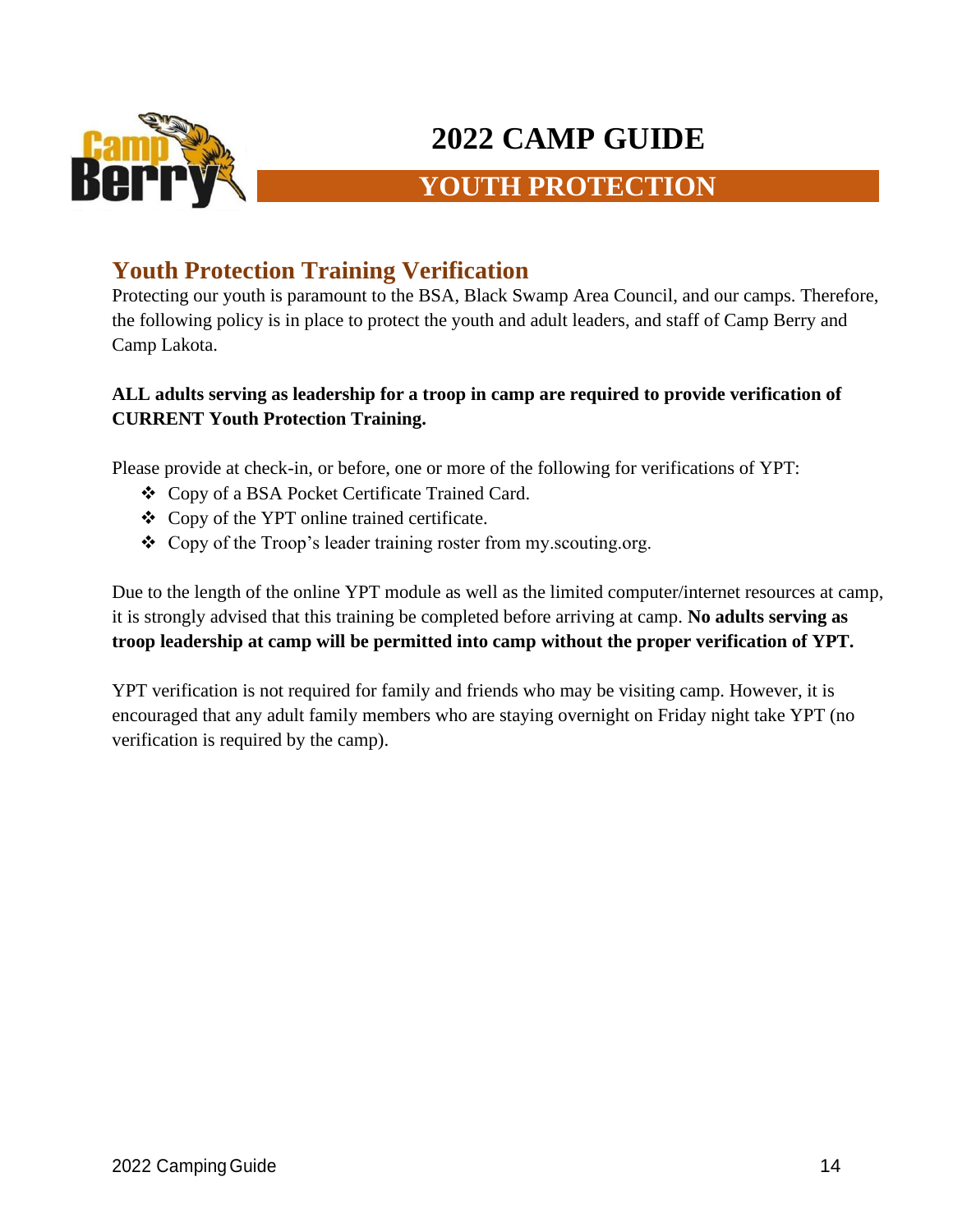# 2022 CAMP GUIDE

## YOUTH PROTECTION

### Youth Protection Training Verification

Protecting our youth is paramount to the BSA, Black Swamp Area Council, and our camps. Therefore, the following policy is in place to protect the youth and adult leaders, and staff of Camp Berry and Camp Lakota.

**ALL adults serving as leadership for a troop in camp are required to provide verification of CURRENT Youth Protection Training.**

Please provide at check-in, or before, one or more of the following for verifications of YPT:

- Copy of a BSA Pocket Certificate Trained Card.
- Copy of the YPT online trained certificate.
- Copy of the Troop's leader training roster from my.scouting.org.

Due to the length of the online YPT module as well as the limited computer/internet resources at camp, it is strongly advised that this training be completed before arriving at camp. **No adults serving as troop leadership at camp will be permitted into camp without the proper verification of YPT.**

YPT verification is not required for family and friends who may be visiting camp. However, it is encouraged that any adult family members who are staying overnight on Friday night take YPT (no verification is required by the camp).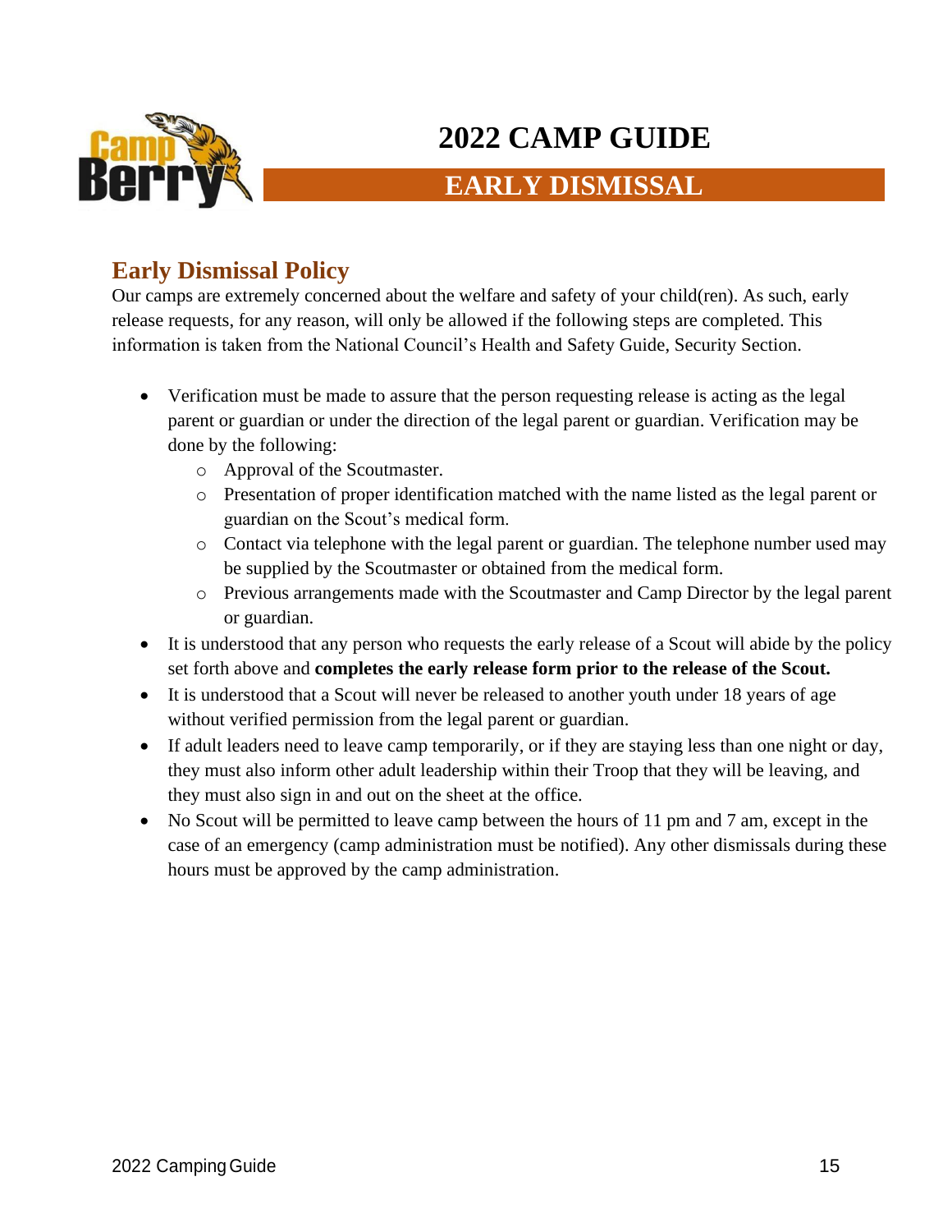# 2022 CAMP GUIDE

## EARLY DISMISSAL

### Early Dismissal Policy

Our camps are extremely concerned about the welfare and safety of your child(ren). As such, early release requests, for any reason, will only be allowed if the following steps are completed. This information is taken from the National Council's Health and Safety Guide, Security Section.

- Verification must be made to assure that the person requesting release is acting as the legal parent or guardian or under the direction of the legal parent or guardian. Verification may be done by the following:
  - Approval of the Scoutmaster.
  - Presentation of proper identification matched with the name listed as the legal parent or guardian on the Scout's medical form.
  - Contact via telephone with the legal parent or guardian. The telephone number used may be supplied by the Scoutmaster or obtained from the medical form.
  - Previous arrangements made with the Scoutmaster and Camp Director by the legal parent or guardian.
- It is understood that any person who requests the early release of a Scout will abide by the policy set forth above and **completes the early release form prior to the release of the Scout.**
- It is understood that a Scout will never be released to another youth under 18 years of age without verified permission from the legal parent or guardian.
- If adult leaders need to leave camp temporarily, or if they are staying less than one night or day, they must also inform other adult leadership within their Troop that they will be leaving, and they must also sign in and out on the sheet at the office.
- No Scout will be permitted to leave camp between the hours of 11 pm and 7 am, except in the case of an emergency (camp administration must be notified). Any other dismissals during these hours must be approved by the camp administration.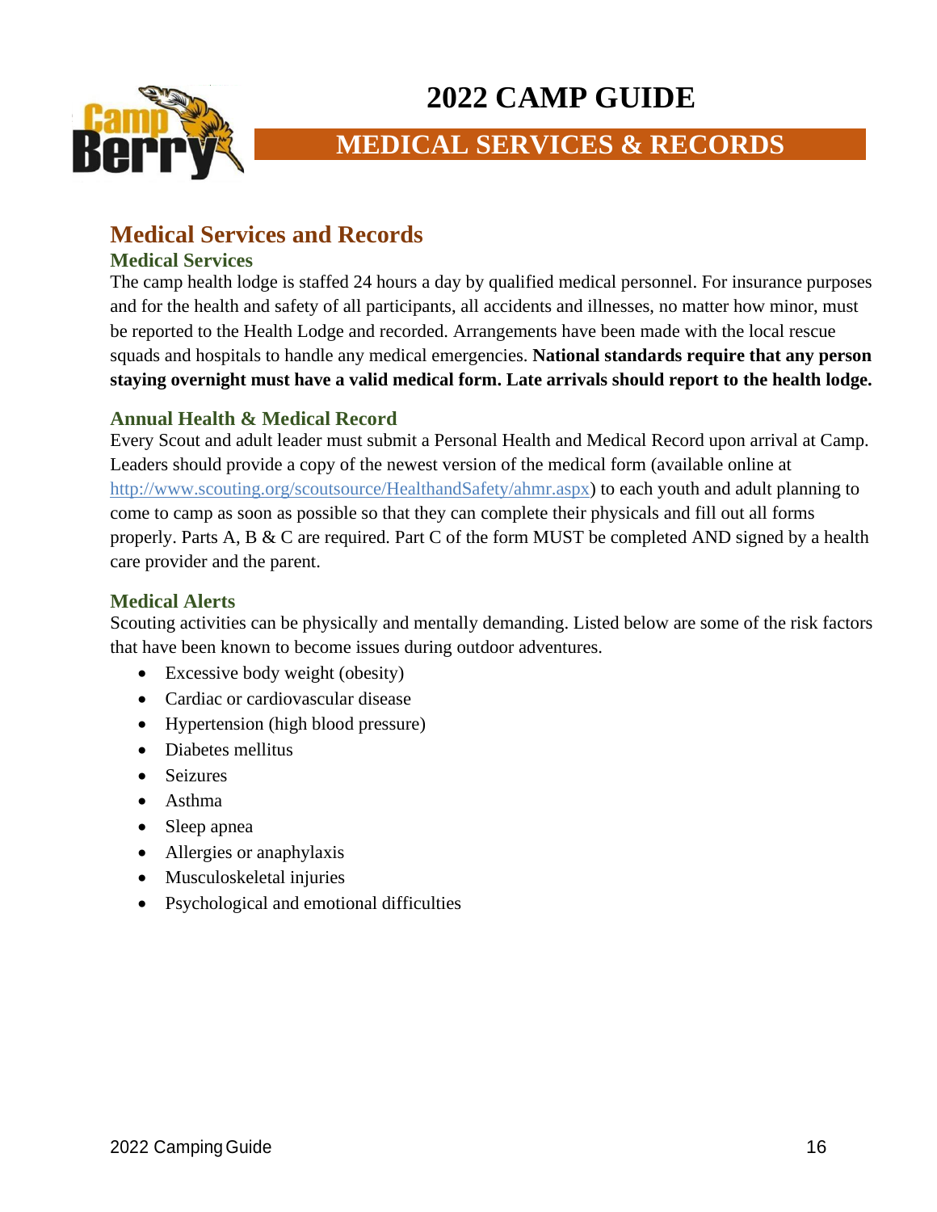# 2022 CAMP GUIDE

## MEDICAL SERVICES & RECORDS

## Medical Services and Records

### Medical Services

The camp health lodge is staffed 24 hours a day by qualified medical personnel. For insurance purposes and for the health and safety of all participants, all accidents and illnesses, no matter how minor, must be reported to the Health Lodge and recorded. Arrangements have been made with the local rescue squads and hospitals to handle any medical emergencies. **National standards require that any person staying overnight must have a valid medical form. Late arrivals should report to the health lodge.**

### Annual Health & Medical Record

Every Scout and adult leader must submit a Personal Health and Medical Record upon arrival at Camp. Leaders should provide a copy of the newest version of the medical form (available online at http://www.scouting.org/scoutsource/HealthandSafety/ahmr.aspx) to each youth and adult planning to come to camp as soon as possible so that they can complete their physicals and fill out all forms properly. Parts A, B & C are required. Part C of the form MUST be completed AND signed by a health care provider and the parent.

### Medical Alerts

Scouting activities can be physically and mentally demanding. Listed below are some of the risk factors that have been known to become issues during outdoor adventures.

- Excessive body weight (obesity)
- Cardiac or cardiovascular disease
- Hypertension (high blood pressure)
- Diabetes mellitus
- Seizures
- Asthma
- Sleep apnea
- Allergies or anaphylaxis
- Musculoskeletal injuries
- Psychological and emotional difficulties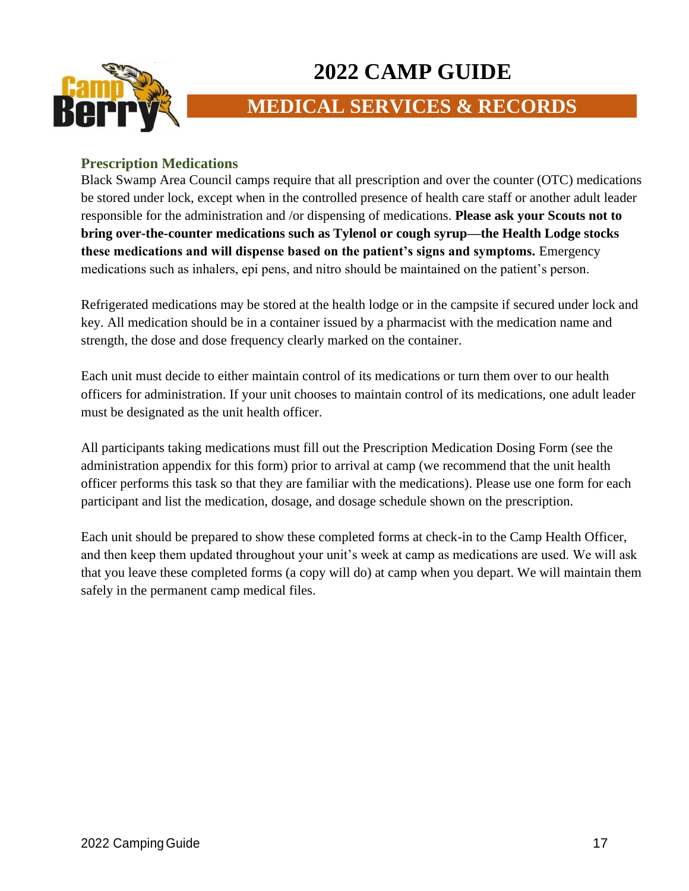# 2022 CAMP GUIDE

## MEDICAL SERVICES & RECORDS

### Prescription Medications

Black Swamp Area Council camps require that all prescription and over the counter (OTC) medications be stored under lock, except when in the controlled presence of health care staff or another adult leader responsible for the administration and /or dispensing of medications. **Please ask your Scouts not to bring over-the-counter medications such as Tylenol or cough syrup—the Health Lodge stocks these medications and will dispense based on the patient's signs and symptoms.** Emergency medications such as inhalers, epi pens, and nitro should be maintained on the patient's person.

Refrigerated medications may be stored at the health lodge or in the campsite if secured under lock and key. All medication should be in a container issued by a pharmacist with the medication name and strength, the dose and dose frequency clearly marked on the container.

Each unit must decide to either maintain control of its medications or turn them over to our health officers for administration. If your unit chooses to maintain control of its medications, one adult leader must be designated as the unit health officer.

All participants taking medications must fill out the Prescription Medication Dosing Form (see the administration appendix for this form) prior to arrival at camp (we recommend that the unit health officer performs this task so that they are familiar with the medications). Please use one form for each participant and list the medication, dosage, and dosage schedule shown on the prescription.

Each unit should be prepared to show these completed forms at check-in to the Camp Health Officer, and then keep them updated throughout your unit's week at camp as medications are used. We will ask that you leave these completed forms (a copy will do) at camp when you depart. We will maintain them safely in the permanent camp medical files.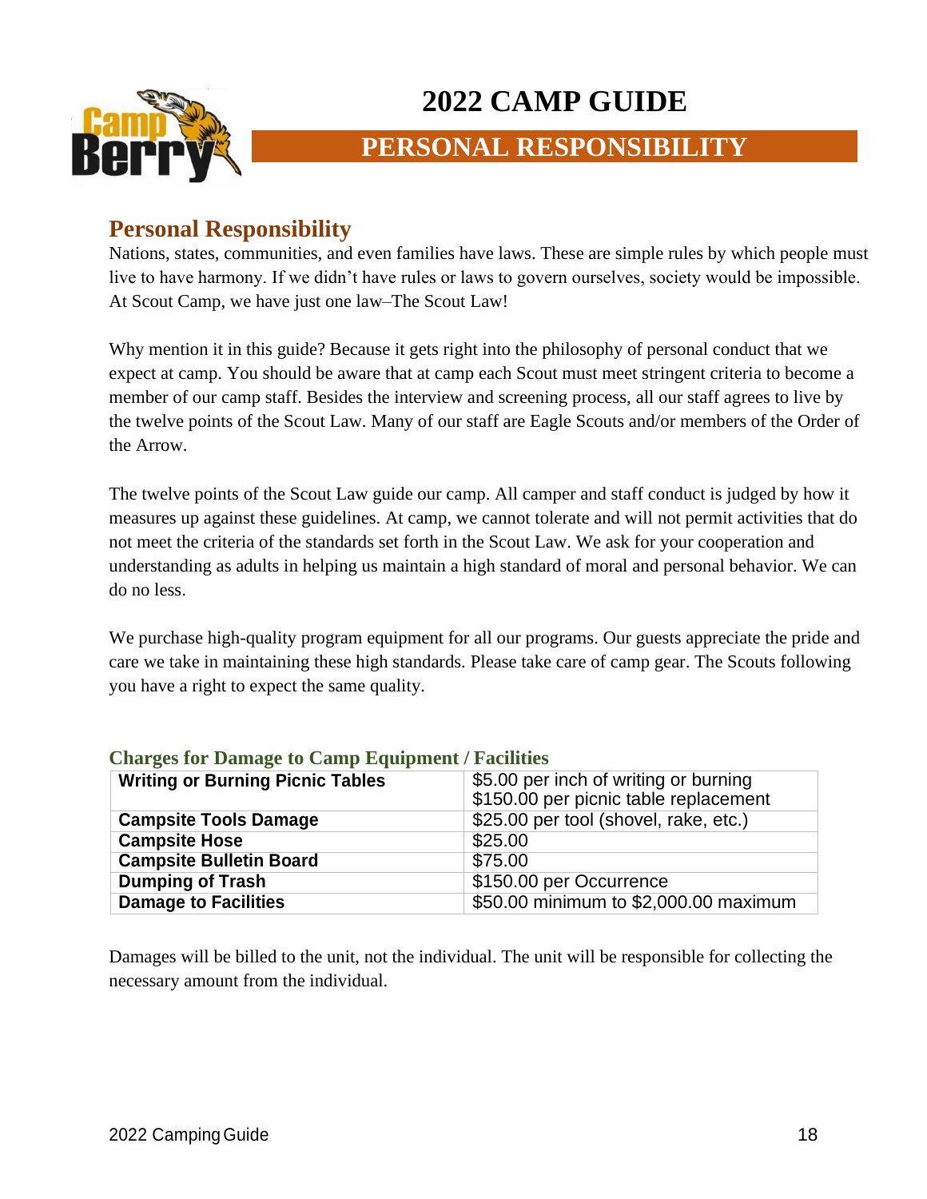# 2022 CAMP GUIDE

## PERSONAL RESPONSIBILITY

### Personal Responsibility

Nations, states, communities, and even families have laws. These are simple rules by which people must live to have harmony. If we didn't have rules or laws to govern ourselves, society would be impossible. At Scout Camp, we have just one law–The Scout Law!

Why mention it in this guide? Because it gets right into the philosophy of personal conduct that we expect at camp. You should be aware that at camp each Scout must meet stringent criteria to become a member of our camp staff. Besides the interview and screening process, all our staff agrees to live by the twelve points of the Scout Law. Many of our staff are Eagle Scouts and/or members of the Order of the Arrow.

The twelve points of the Scout Law guide our camp. All camper and staff conduct is judged by how it measures up against these guidelines. At camp, we cannot tolerate and will not permit activities that do not meet the criteria of the standards set forth in the Scout Law. We ask for your cooperation and understanding as adults in helping us maintain a high standard of moral and personal behavior. We can do no less.

We purchase high-quality program equipment for all our programs. Our guests appreciate the pride and care we take in maintaining these high standards. Please take care of camp gear. The Scouts following you have a right to expect the same quality.

#### Charges for Damage to Camp Equipment / Facilities

| Item | Charge |
|---|---|
| **Writing or Burning Picnic Tables** | $5.00 per inch of writing or burning<br>$150.00 per picnic table replacement |
| **Campsite Tools Damage** | $25.00 per tool (shovel, rake, etc.) |
| **Campsite Hose** | $25.00 |
| **Campsite Bulletin Board** | $75.00 |
| **Dumping of Trash** | $150.00 per Occurrence |
| **Damage to Facilities** | $50.00 minimum to $2,000.00 maximum |

Damages will be billed to the unit, not the individual. The unit will be responsible for collecting the necessary amount from the individual.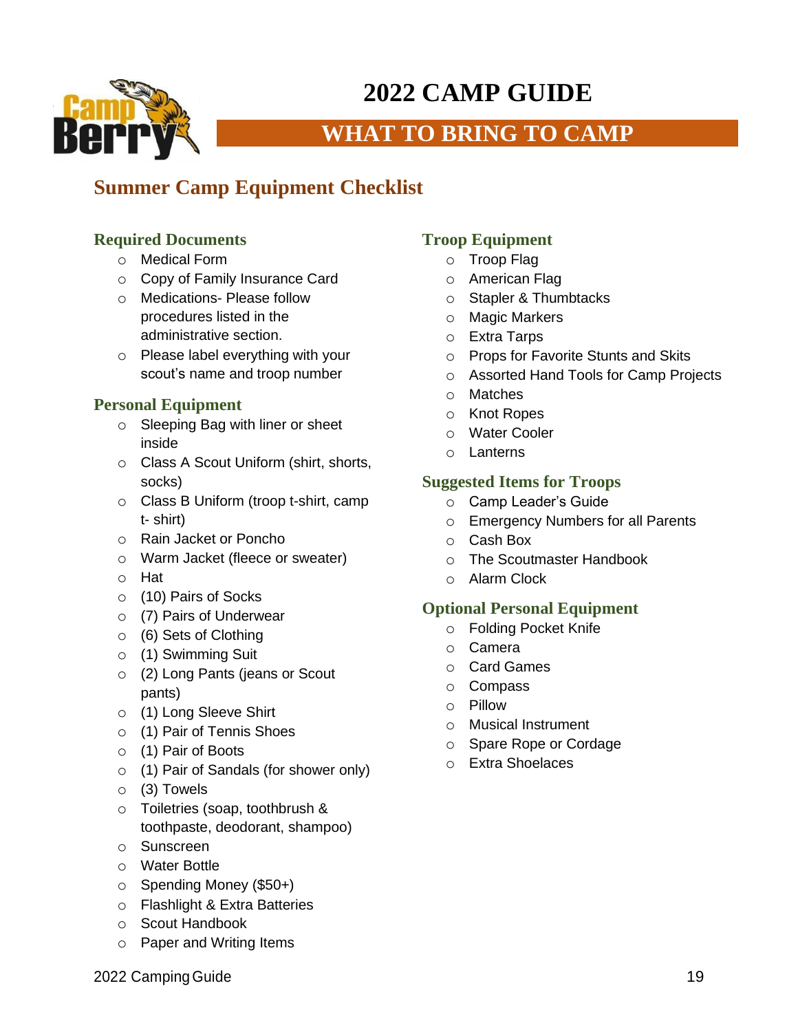# 2022 CAMP GUIDE

## WHAT TO BRING TO CAMP

## Summer Camp Equipment Checklist

### Required Documents

- Medical Form
- Copy of Family Insurance Card
- Medications- Please follow procedures listed in the administrative section.
- Please label everything with your scout's name and troop number

### Personal Equipment

- Sleeping Bag with liner or sheet inside
- Class A Scout Uniform (shirt, shorts, socks)
- Class B Uniform (troop t-shirt, camp t- shirt)
- Rain Jacket or Poncho
- Warm Jacket (fleece or sweater)
- Hat
- (10) Pairs of Socks
- (7) Pairs of Underwear
- (6) Sets of Clothing
- (1) Swimming Suit
- (2) Long Pants (jeans or Scout pants)
- (1) Long Sleeve Shirt
- (1) Pair of Tennis Shoes
- (1) Pair of Boots
- (1) Pair of Sandals (for shower only)
- (3) Towels
- Toiletries (soap, toothbrush & toothpaste, deodorant, shampoo)
- Sunscreen
- Water Bottle
- Spending Money ($50+)
- Flashlight & Extra Batteries
- Scout Handbook
- Paper and Writing Items

### Troop Equipment

- Troop Flag
- American Flag
- Stapler & Thumbtacks
- Magic Markers
- Extra Tarps
- Props for Favorite Stunts and Skits
- Assorted Hand Tools for Camp Projects
- Matches
- Knot Ropes
- Water Cooler
- Lanterns

### Suggested Items for Troops

- Camp Leader's Guide
- Emergency Numbers for all Parents
- Cash Box
- The Scoutmaster Handbook
- Alarm Clock

### Optional Personal Equipment

- Folding Pocket Knife
- Camera
- Card Games
- Compass
- Pillow
- Musical Instrument
- Spare Rope or Cordage
- Extra Shoelaces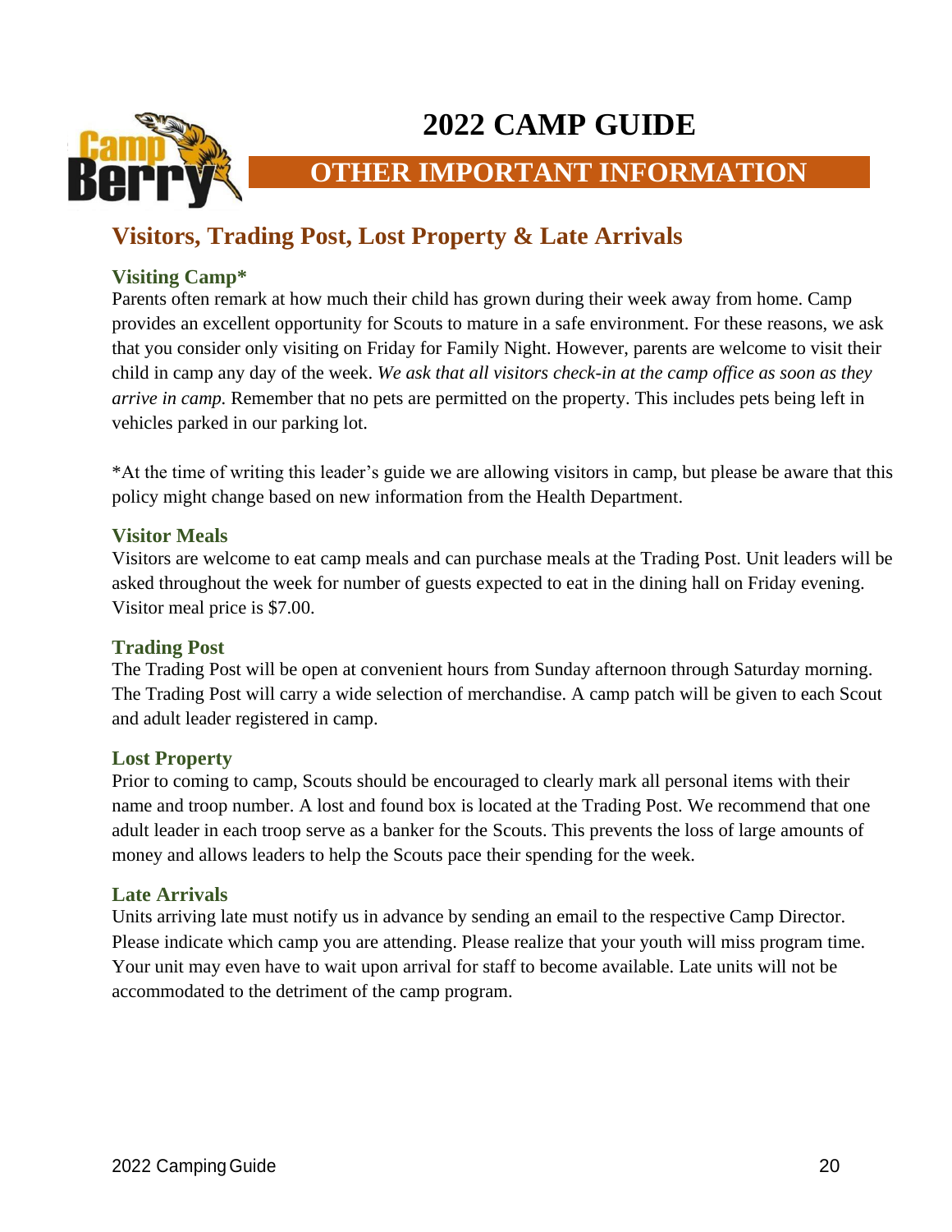# 2022 CAMP GUIDE

## OTHER IMPORTANT INFORMATION

## Visitors, Trading Post, Lost Property & Late Arrivals

### Visiting Camp*

Parents often remark at how much their child has grown during their week away from home. Camp provides an excellent opportunity for Scouts to mature in a safe environment. For these reasons, we ask that you consider only visiting on Friday for Family Night. However, parents are welcome to visit their child in camp any day of the week. *We ask that all visitors check-in at the camp office as soon as they arrive in camp.* Remember that no pets are permitted on the property. This includes pets being left in vehicles parked in our parking lot.

*At the time of writing this leader's guide we are allowing visitors in camp, but please be aware that this policy might change based on new information from the Health Department.

### Visitor Meals

Visitors are welcome to eat camp meals and can purchase meals at the Trading Post. Unit leaders will be asked throughout the week for number of guests expected to eat in the dining hall on Friday evening. Visitor meal price is $7.00.

### Trading Post

The Trading Post will be open at convenient hours from Sunday afternoon through Saturday morning. The Trading Post will carry a wide selection of merchandise. A camp patch will be given to each Scout and adult leader registered in camp.

### Lost Property

Prior to coming to camp, Scouts should be encouraged to clearly mark all personal items with their name and troop number. A lost and found box is located at the Trading Post. We recommend that one adult leader in each troop serve as a banker for the Scouts. This prevents the loss of large amounts of money and allows leaders to help the Scouts pace their spending for the week.

### Late Arrivals

Units arriving late must notify us in advance by sending an email to the respective Camp Director. Please indicate which camp you are attending. Please realize that your youth will miss program time. Your unit may even have to wait upon arrival for staff to become available. Late units will not be accommodated to the detriment of the camp program.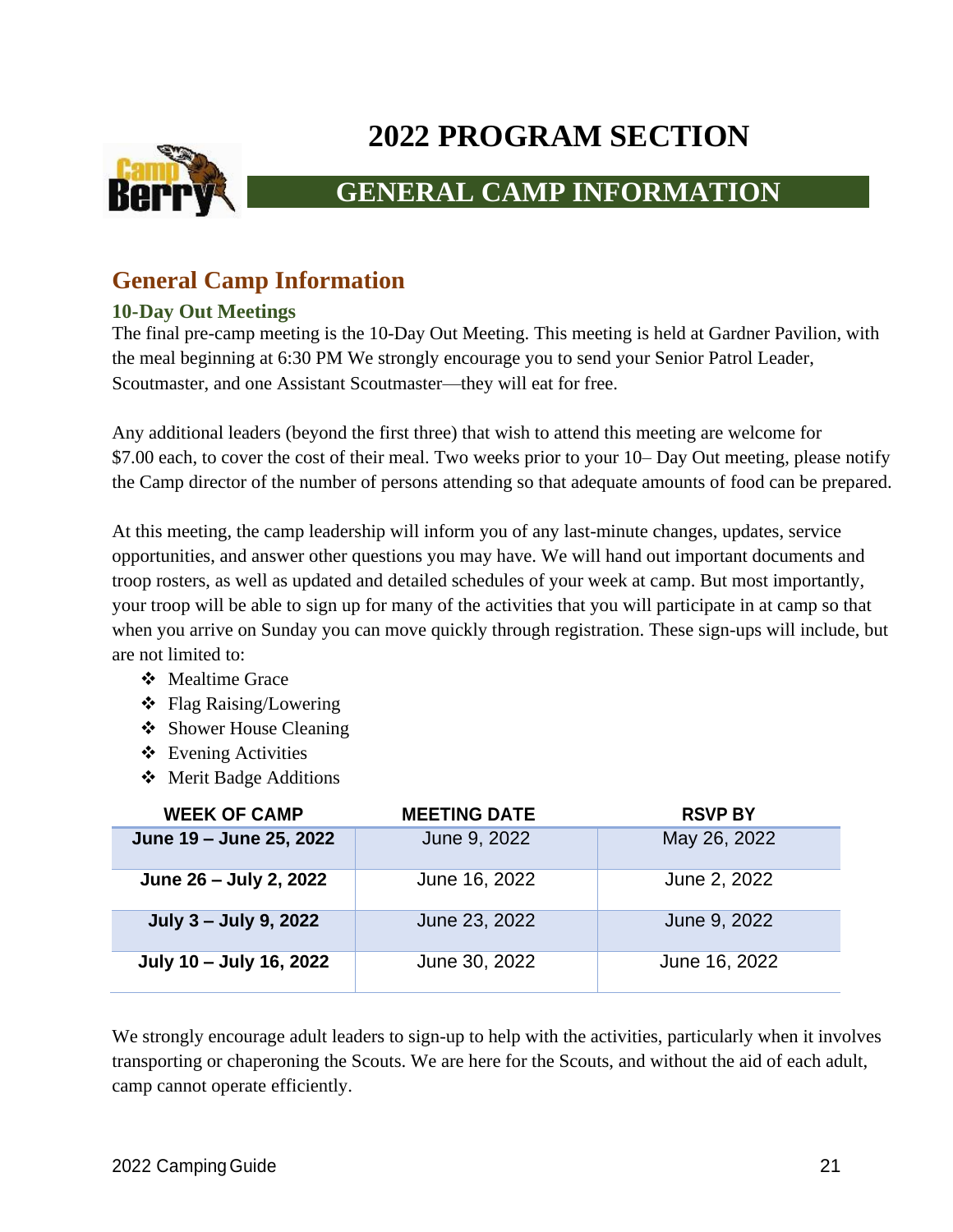# 2022 PROGRAM SECTION

## GENERAL CAMP INFORMATION

## General Camp Information

### 10-Day Out Meetings

The final pre-camp meeting is the 10-Day Out Meeting. This meeting is held at Gardner Pavilion, with the meal beginning at 6:30 PM We strongly encourage you to send your Senior Patrol Leader, Scoutmaster, and one Assistant Scoutmaster—they will eat for free.

Any additional leaders (beyond the first three) that wish to attend this meeting are welcome for $7.00 each, to cover the cost of their meal. Two weeks prior to your 10– Day Out meeting, please notify the Camp director of the number of persons attending so that adequate amounts of food can be prepared.

At this meeting, the camp leadership will inform you of any last-minute changes, updates, service opportunities, and answer other questions you may have. We will hand out important documents and troop rosters, as well as updated and detailed schedules of your week at camp. But most importantly, your troop will be able to sign up for many of the activities that you will participate in at camp so that when you arrive on Sunday you can move quickly through registration. These sign-ups will include, but are not limited to:

- Mealtime Grace
- Flag Raising/Lowering
- Shower House Cleaning
- Evening Activities
- Merit Badge Additions

| WEEK OF CAMP | MEETING DATE | RSVP BY |
|---|---|---|
| **June 19 – June 25, 2022** | June 9, 2022 | May 26, 2022 |
| **June 26 – July 2, 2022** | June 16, 2022 | June 2, 2022 |
| **July 3 – July 9, 2022** | June 23, 2022 | June 9, 2022 |
| **July 10 – July 16, 2022** | June 30, 2022 | June 16, 2022 |

We strongly encourage adult leaders to sign-up to help with the activities, particularly when it involves transporting or chaperoning the Scouts. We are here for the Scouts, and without the aid of each adult, camp cannot operate efficiently.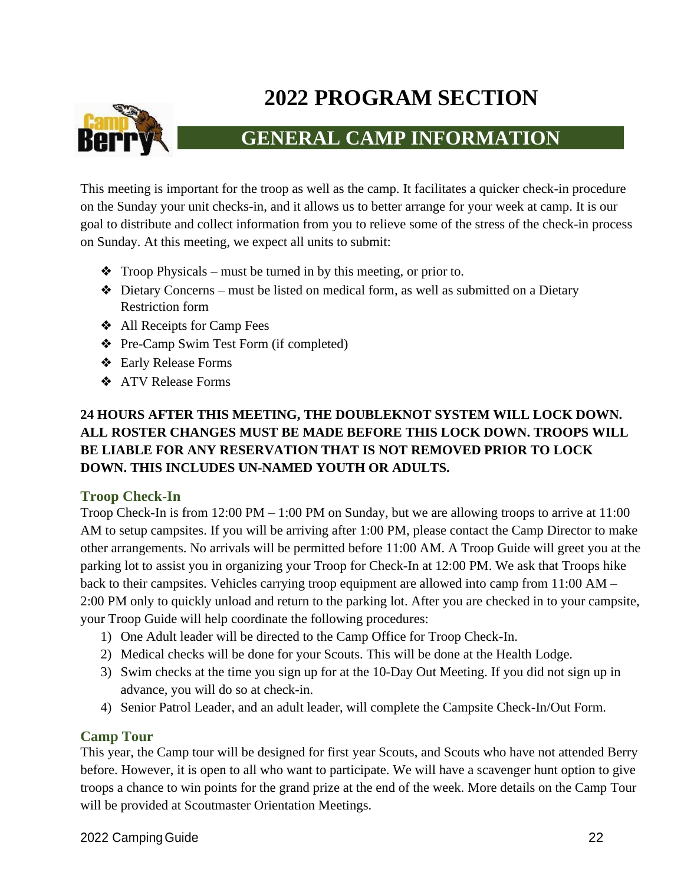# 2022 PROGRAM SECTION

## GENERAL CAMP INFORMATION

This meeting is important for the troop as well as the camp. It facilitates a quicker check-in procedure on the Sunday your unit checks-in, and it allows us to better arrange for your week at camp. It is our goal to distribute and collect information from you to relieve some of the stress of the check-in process on Sunday. At this meeting, we expect all units to submit:

- Troop Physicals – must be turned in by this meeting, or prior to.
- Dietary Concerns – must be listed on medical form, as well as submitted on a Dietary Restriction form
- All Receipts for Camp Fees
- Pre-Camp Swim Test Form (if completed)
- Early Release Forms
- ATV Release Forms

**24 HOURS AFTER THIS MEETING, THE DOUBLEKNOT SYSTEM WILL LOCK DOWN. ALL ROSTER CHANGES MUST BE MADE BEFORE THIS LOCK DOWN. TROOPS WILL BE LIABLE FOR ANY RESERVATION THAT IS NOT REMOVED PRIOR TO LOCK DOWN. THIS INCLUDES UN-NAMED YOUTH OR ADULTS.**

### Troop Check-In

Troop Check-In is from 12:00 PM – 1:00 PM on Sunday, but we are allowing troops to arrive at 11:00 AM to setup campsites. If you will be arriving after 1:00 PM, please contact the Camp Director to make other arrangements. No arrivals will be permitted before 11:00 AM. A Troop Guide will greet you at the parking lot to assist you in organizing your Troop for Check-In at 12:00 PM. We ask that Troops hike back to their campsites. Vehicles carrying troop equipment are allowed into camp from 11:00 AM – 2:00 PM only to quickly unload and return to the parking lot. After you are checked in to your campsite, your Troop Guide will help coordinate the following procedures:

1) One Adult leader will be directed to the Camp Office for Troop Check-In.
2) Medical checks will be done for your Scouts. This will be done at the Health Lodge.
3) Swim checks at the time you sign up for at the 10-Day Out Meeting. If you did not sign up in advance, you will do so at check-in.
4) Senior Patrol Leader, and an adult leader, will complete the Campsite Check-In/Out Form.

### Camp Tour

This year, the Camp tour will be designed for first year Scouts, and Scouts who have not attended Berry before. However, it is open to all who want to participate. We will have a scavenger hunt option to give troops a chance to win points for the grand prize at the end of the week. More details on the Camp Tour will be provided at Scoutmaster Orientation Meetings.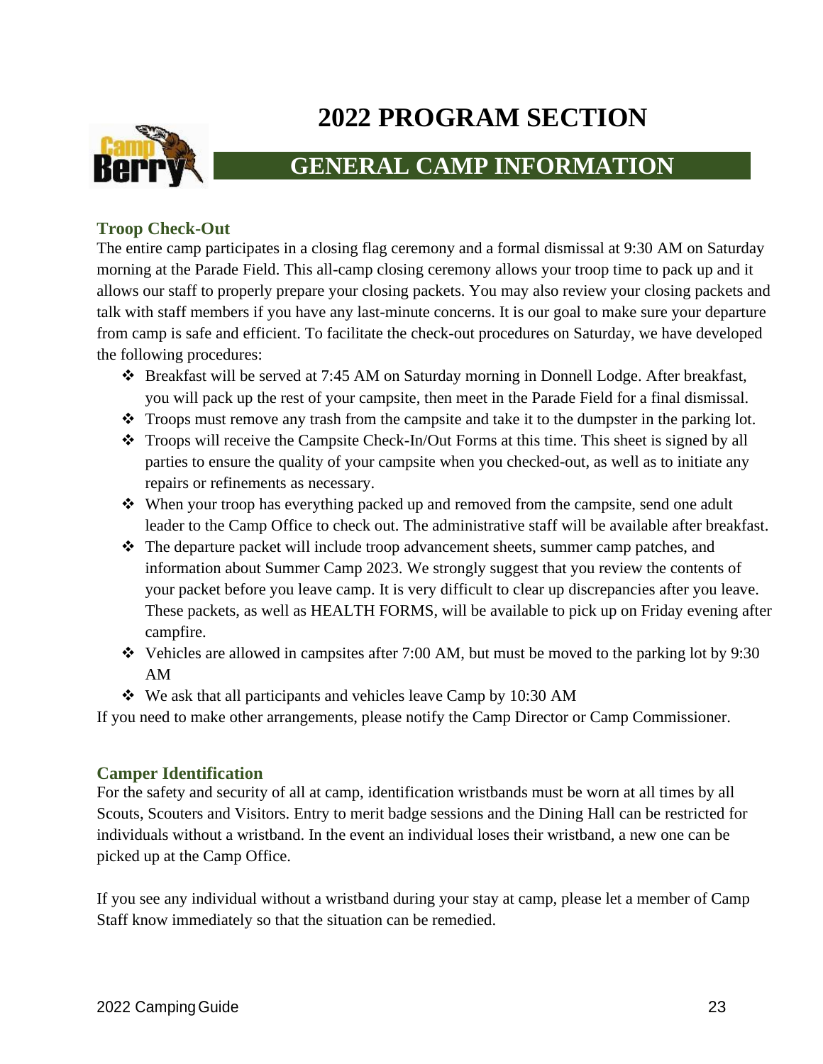# 2022 PROGRAM SECTION

## GENERAL CAMP INFORMATION

### Troop Check-Out

The entire camp participates in a closing flag ceremony and a formal dismissal at 9:30 AM on Saturday morning at the Parade Field. This all-camp closing ceremony allows your troop time to pack up and it allows our staff to properly prepare your closing packets. You may also review your closing packets and talk with staff members if you have any last-minute concerns. It is our goal to make sure your departure from camp is safe and efficient. To facilitate the check-out procedures on Saturday, we have developed the following procedures:

- Breakfast will be served at 7:45 AM on Saturday morning in Donnell Lodge. After breakfast, you will pack up the rest of your campsite, then meet in the Parade Field for a final dismissal.
- Troops must remove any trash from the campsite and take it to the dumpster in the parking lot.
- Troops will receive the Campsite Check-In/Out Forms at this time. This sheet is signed by all parties to ensure the quality of your campsite when you checked-out, as well as to initiate any repairs or refinements as necessary.
- When your troop has everything packed up and removed from the campsite, send one adult leader to the Camp Office to check out. The administrative staff will be available after breakfast.
- The departure packet will include troop advancement sheets, summer camp patches, and information about Summer Camp 2023. We strongly suggest that you review the contents of your packet before you leave camp. It is very difficult to clear up discrepancies after you leave. These packets, as well as HEALTH FORMS, will be available to pick up on Friday evening after campfire.
- Vehicles are allowed in campsites after 7:00 AM, but must be moved to the parking lot by 9:30 AM
- We ask that all participants and vehicles leave Camp by 10:30 AM

If you need to make other arrangements, please notify the Camp Director or Camp Commissioner.

### Camper Identification

For the safety and security of all at camp, identification wristbands must be worn at all times by all Scouts, Scouters and Visitors. Entry to merit badge sessions and the Dining Hall can be restricted for individuals without a wristband. In the event an individual loses their wristband, a new one can be picked up at the Camp Office.

If you see any individual without a wristband during your stay at camp, please let a member of Camp Staff know immediately so that the situation can be remedied.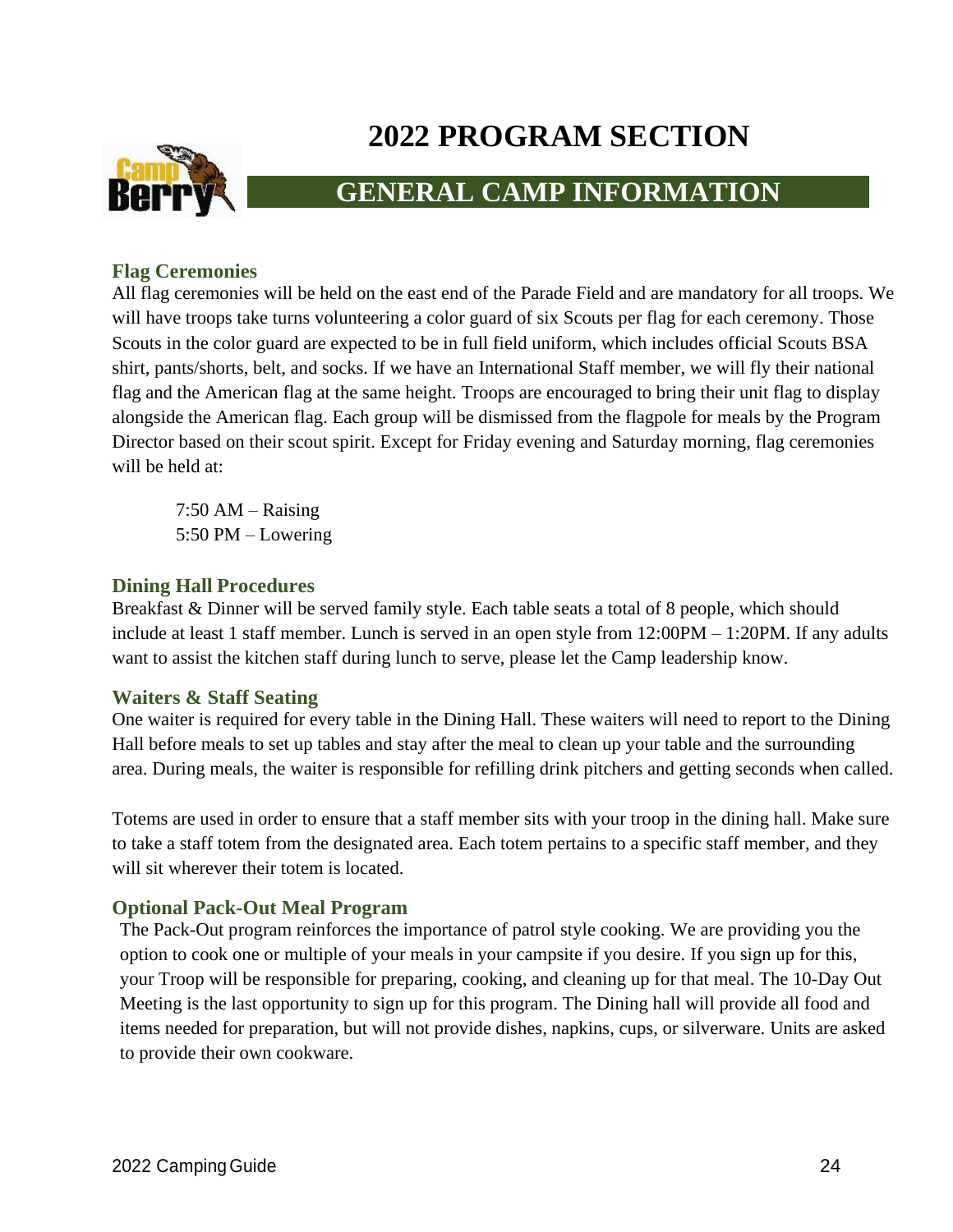# 2022 PROGRAM SECTION

## GENERAL CAMP INFORMATION

### Flag Ceremonies

All flag ceremonies will be held on the east end of the Parade Field and are mandatory for all troops. We will have troops take turns volunteering a color guard of six Scouts per flag for each ceremony. Those Scouts in the color guard are expected to be in full field uniform, which includes official Scouts BSA shirt, pants/shorts, belt, and socks. If we have an International Staff member, we will fly their national flag and the American flag at the same height. Troops are encouraged to bring their unit flag to display alongside the American flag. Each group will be dismissed from the flagpole for meals by the Program Director based on their scout spirit. Except for Friday evening and Saturday morning, flag ceremonies will be held at:

7:50 AM – Raising
5:50 PM – Lowering

### Dining Hall Procedures

Breakfast & Dinner will be served family style. Each table seats a total of 8 people, which should include at least 1 staff member. Lunch is served in an open style from 12:00PM – 1:20PM. If any adults want to assist the kitchen staff during lunch to serve, please let the Camp leadership know.

### Waiters & Staff Seating

One waiter is required for every table in the Dining Hall. These waiters will need to report to the Dining Hall before meals to set up tables and stay after the meal to clean up your table and the surrounding area. During meals, the waiter is responsible for refilling drink pitchers and getting seconds when called.

Totems are used in order to ensure that a staff member sits with your troop in the dining hall. Make sure to take a staff totem from the designated area. Each totem pertains to a specific staff member, and they will sit wherever their totem is located.

### Optional Pack-Out Meal Program

The Pack-Out program reinforces the importance of patrol style cooking. We are providing you the option to cook one or multiple of your meals in your campsite if you desire. If you sign up for this, your Troop will be responsible for preparing, cooking, and cleaning up for that meal. The 10-Day Out Meeting is the last opportunity to sign up for this program. The Dining hall will provide all food and items needed for preparation, but will not provide dishes, napkins, cups, or silverware. Units are asked to provide their own cookware.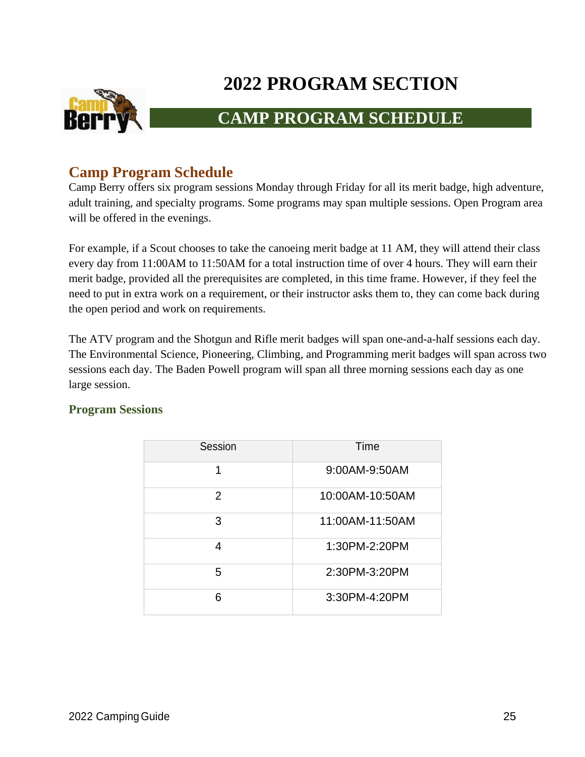# 2022 PROGRAM SECTION

## CAMP PROGRAM SCHEDULE

### Camp Program Schedule

Camp Berry offers six program sessions Monday through Friday for all its merit badge, high adventure, adult training, and specialty programs. Some programs may span multiple sessions. Open Program area will be offered in the evenings.

For example, if a Scout chooses to take the canoeing merit badge at 11 AM, they will attend their class every day from 11:00AM to 11:50AM for a total instruction time of over 4 hours. They will earn their merit badge, provided all the prerequisites are completed, in this time frame. However, if they feel the need to put in extra work on a requirement, or their instructor asks them to, they can come back during the open period and work on requirements.

The ATV program and the Shotgun and Rifle merit badges will span one-and-a-half sessions each day. The Environmental Science, Pioneering, Climbing, and Programming merit badges will span across two sessions each day. The Baden Powell program will span all three morning sessions each day as one large session.

#### Program Sessions

| Session | Time |
|---|---|
| 1 | 9:00AM-9:50AM |
| 2 | 10:00AM-10:50AM |
| 3 | 11:00AM-11:50AM |
| 4 | 1:30PM-2:20PM |
| 5 | 2:30PM-3:20PM |
| 6 | 3:30PM-4:20PM |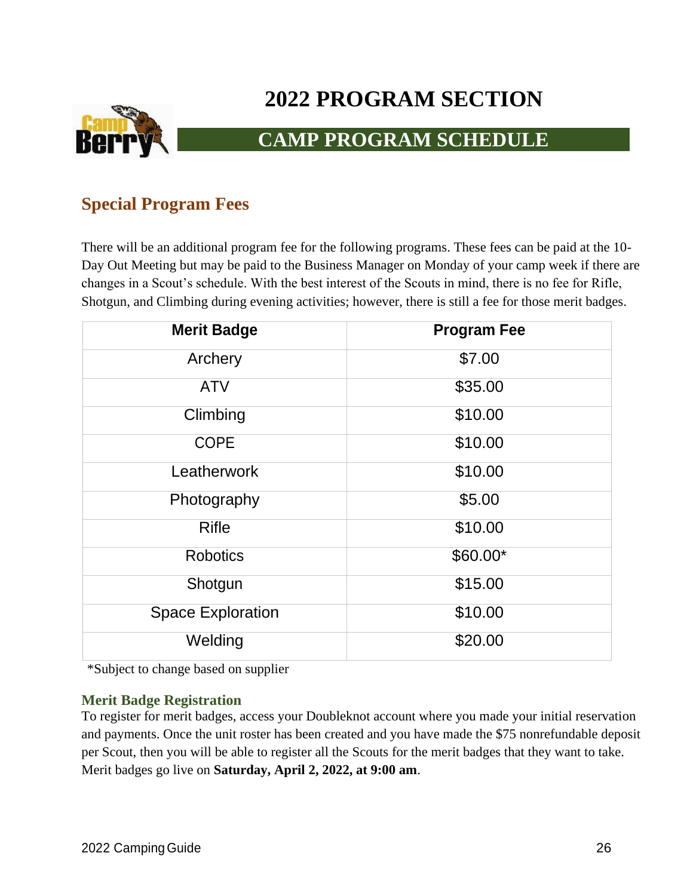# 2022 PROGRAM SECTION

## CAMP PROGRAM SCHEDULE

### Special Program Fees

There will be an additional program fee for the following programs. These fees can be paid at the 10-Day Out Meeting but may be paid to the Business Manager on Monday of your camp week if there are changes in a Scout's schedule. With the best interest of the Scouts in mind, there is no fee for Rifle, Shotgun, and Climbing during evening activities; however, there is still a fee for those merit badges.

| Merit Badge | Program Fee |
|---|---|
| Archery | $7.00 |
| ATV | $35.00 |
| Climbing | $10.00 |
| COPE | $10.00 |
| Leatherwork | $10.00 |
| Photography | $5.00 |
| Rifle | $10.00 |
| Robotics | $60.00* |
| Shotgun | $15.00 |
| Space Exploration | $10.00 |
| Welding | $20.00 |

*Subject to change based on supplier

#### Merit Badge Registration

To register for merit badges, access your Doubleknot account where you made your initial reservation and payments. Once the unit roster has been created and you have made the $75 nonrefundable deposit per Scout, then you will be able to register all the Scouts for the merit badges that they want to take. Merit badges go live on **Saturday, April 2, 2022, at 9:00 am**.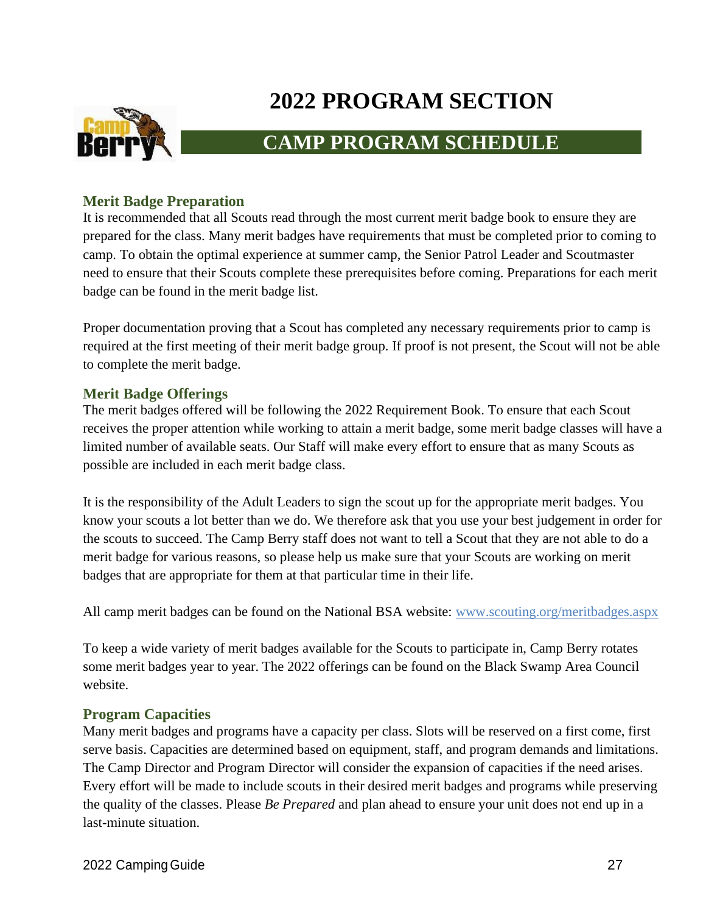# 2022 PROGRAM SECTION

## CAMP PROGRAM SCHEDULE

### Merit Badge Preparation

It is recommended that all Scouts read through the most current merit badge book to ensure they are prepared for the class. Many merit badges have requirements that must be completed prior to coming to camp. To obtain the optimal experience at summer camp, the Senior Patrol Leader and Scoutmaster need to ensure that their Scouts complete these prerequisites before coming. Preparations for each merit badge can be found in the merit badge list.

Proper documentation proving that a Scout has completed any necessary requirements prior to camp is required at the first meeting of their merit badge group. If proof is not present, the Scout will not be able to complete the merit badge.

### Merit Badge Offerings

The merit badges offered will be following the 2022 Requirement Book. To ensure that each Scout receives the proper attention while working to attain a merit badge, some merit badge classes will have a limited number of available seats. Our Staff will make every effort to ensure that as many Scouts as possible are included in each merit badge class.

It is the responsibility of the Adult Leaders to sign the scout up for the appropriate merit badges. You know your scouts a lot better than we do. We therefore ask that you use your best judgement in order for the scouts to succeed. The Camp Berry staff does not want to tell a Scout that they are not able to do a merit badge for various reasons, so please help us make sure that your Scouts are working on merit badges that are appropriate for them at that particular time in their life.

All camp merit badges can be found on the National BSA website: www.scouting.org/meritbadges.aspx

To keep a wide variety of merit badges available for the Scouts to participate in, Camp Berry rotates some merit badges year to year. The 2022 offerings can be found on the Black Swamp Area Council website.

### Program Capacities

Many merit badges and programs have a capacity per class. Slots will be reserved on a first come, first serve basis. Capacities are determined based on equipment, staff, and program demands and limitations. The Camp Director and Program Director will consider the expansion of capacities if the need arises. Every effort will be made to include scouts in their desired merit badges and programs while preserving the quality of the classes. Please *Be Prepared* and plan ahead to ensure your unit does not end up in a last-minute situation.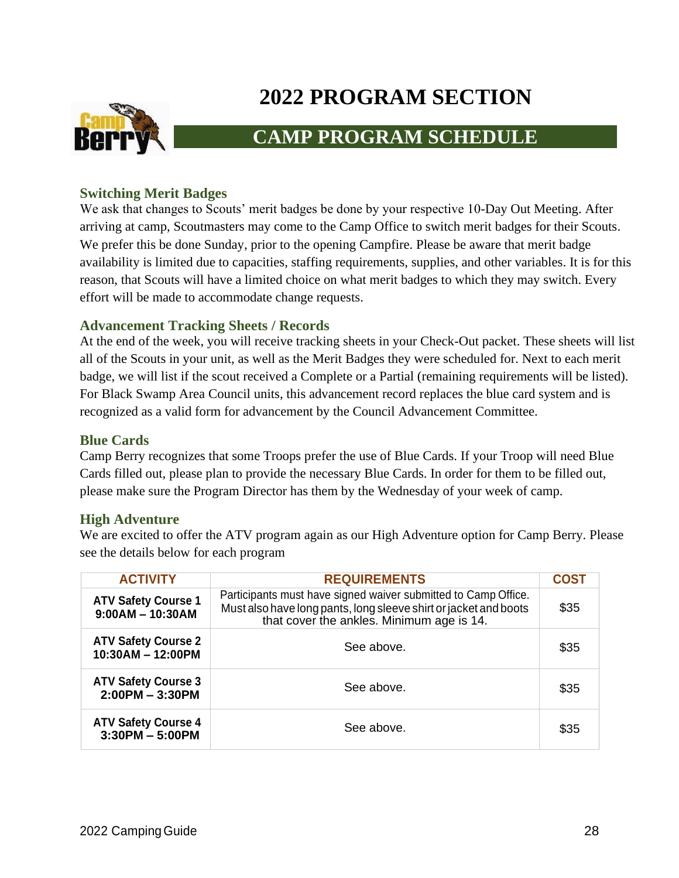# 2022 PROGRAM SECTION

## CAMP PROGRAM SCHEDULE

### Switching Merit Badges

We ask that changes to Scouts' merit badges be done by your respective 10-Day Out Meeting. After arriving at camp, Scoutmasters may come to the Camp Office to switch merit badges for their Scouts. We prefer this be done Sunday, prior to the opening Campfire. Please be aware that merit badge availability is limited due to capacities, staffing requirements, supplies, and other variables. It is for this reason, that Scouts will have a limited choice on what merit badges to which they may switch. Every effort will be made to accommodate change requests.

### Advancement Tracking Sheets / Records

At the end of the week, you will receive tracking sheets in your Check-Out packet. These sheets will list all of the Scouts in your unit, as well as the Merit Badges they were scheduled for. Next to each merit badge, we will list if the scout received a Complete or a Partial (remaining requirements will be listed). For Black Swamp Area Council units, this advancement record replaces the blue card system and is recognized as a valid form for advancement by the Council Advancement Committee.

### Blue Cards

Camp Berry recognizes that some Troops prefer the use of Blue Cards. If your Troop will need Blue Cards filled out, please plan to provide the necessary Blue Cards. In order for them to be filled out, please make sure the Program Director has them by the Wednesday of your week of camp.

### High Adventure

We are excited to offer the ATV program again as our High Adventure option for Camp Berry. Please see the details below for each program

| ACTIVITY | REQUIREMENTS | COST |
|---|---|---|
| **ATV Safety Course 1 9:00AM – 10:30AM** | Participants must have signed waiver submitted to Camp Office. Must also have long pants, long sleeve shirt or jacket and boots that cover the ankles. Minimum age is 14. | $35 |
| **ATV Safety Course 2 10:30AM – 12:00PM** | See above. | $35 |
| **ATV Safety Course 3 2:00PM – 3:30PM** | See above. | $35 |
| **ATV Safety Course 4 3:30PM – 5:00PM** | See above. | $35 |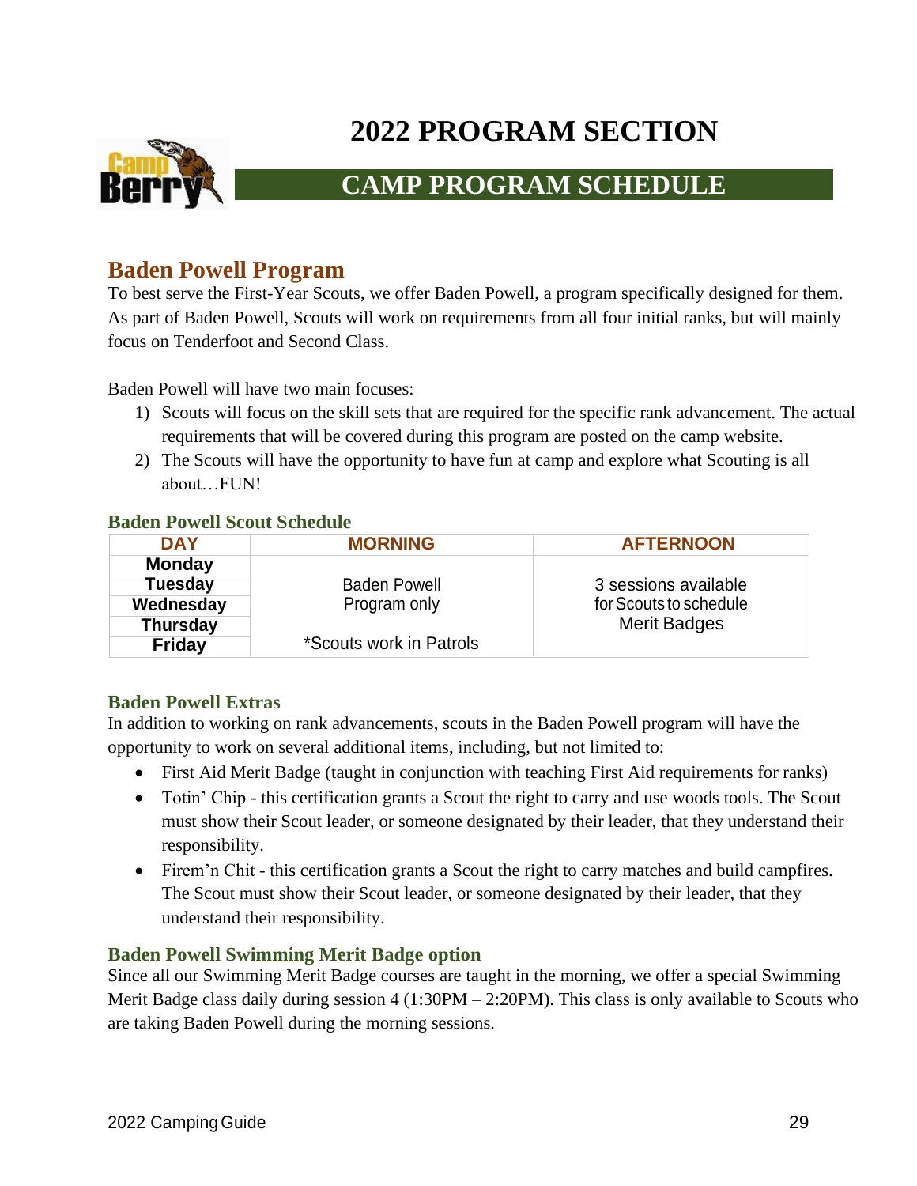# 2022 PROGRAM SECTION

## CAMP PROGRAM SCHEDULE

## Baden Powell Program

To best serve the First-Year Scouts, we offer Baden Powell, a program specifically designed for them. As part of Baden Powell, Scouts will work on requirements from all four initial ranks, but will mainly focus on Tenderfoot and Second Class.

Baden Powell will have two main focuses:

1) Scouts will focus on the skill sets that are required for the specific rank advancement. The actual requirements that will be covered during this program are posted on the camp website.
2) The Scouts will have the opportunity to have fun at camp and explore what Scouting is all about…FUN!

### Baden Powell Scout Schedule

| DAY | MORNING | AFTERNOON |
|---|---|---|
| Monday<br>Tuesday<br>Wednesday<br>Thursday<br>Friday | Baden Powell Program only<br><br>*Scouts work in Patrols | 3 sessions available for Scouts to schedule Merit Badges |

### Baden Powell Extras

In addition to working on rank advancements, scouts in the Baden Powell program will have the opportunity to work on several additional items, including, but not limited to:

- First Aid Merit Badge (taught in conjunction with teaching First Aid requirements for ranks)
- Totin' Chip - this certification grants a Scout the right to carry and use woods tools. The Scout must show their Scout leader, or someone designated by their leader, that they understand their responsibility.
- Firem'n Chit - this certification grants a Scout the right to carry matches and build campfires. The Scout must show their Scout leader, or someone designated by their leader, that they understand their responsibility.

### Baden Powell Swimming Merit Badge option

Since all our Swimming Merit Badge courses are taught in the morning, we offer a special Swimming Merit Badge class daily during session 4 (1:30PM – 2:20PM). This class is only available to Scouts who are taking Baden Powell during the morning sessions.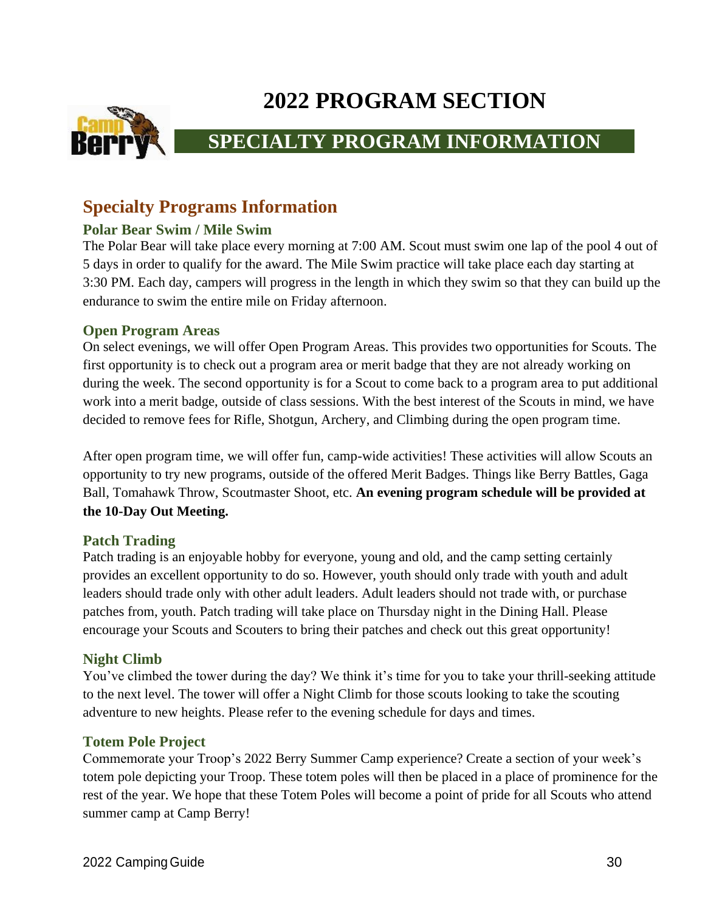# 2022 PROGRAM SECTION

## SPECIALTY PROGRAM INFORMATION

## Specialty Programs Information

### Polar Bear Swim / Mile Swim

The Polar Bear will take place every morning at 7:00 AM. Scout must swim one lap of the pool 4 out of 5 days in order to qualify for the award. The Mile Swim practice will take place each day starting at 3:30 PM. Each day, campers will progress in the length in which they swim so that they can build up the endurance to swim the entire mile on Friday afternoon.

### Open Program Areas

On select evenings, we will offer Open Program Areas. This provides two opportunities for Scouts. The first opportunity is to check out a program area or merit badge that they are not already working on during the week. The second opportunity is for a Scout to come back to a program area to put additional work into a merit badge, outside of class sessions. With the best interest of the Scouts in mind, we have decided to remove fees for Rifle, Shotgun, Archery, and Climbing during the open program time.

After open program time, we will offer fun, camp-wide activities! These activities will allow Scouts an opportunity to try new programs, outside of the offered Merit Badges. Things like Berry Battles, Gaga Ball, Tomahawk Throw, Scoutmaster Shoot, etc. **An evening program schedule will be provided at the 10-Day Out Meeting.**

### Patch Trading

Patch trading is an enjoyable hobby for everyone, young and old, and the camp setting certainly provides an excellent opportunity to do so. However, youth should only trade with youth and adult leaders should trade only with other adult leaders. Adult leaders should not trade with, or purchase patches from, youth. Patch trading will take place on Thursday night in the Dining Hall. Please encourage your Scouts and Scouters to bring their patches and check out this great opportunity!

### Night Climb

You've climbed the tower during the day? We think it's time for you to take your thrill-seeking attitude to the next level. The tower will offer a Night Climb for those scouts looking to take the scouting adventure to new heights. Please refer to the evening schedule for days and times.

### Totem Pole Project

Commemorate your Troop's 2022 Berry Summer Camp experience? Create a section of your week's totem pole depicting your Troop. These totem poles will then be placed in a place of prominence for the rest of the year. We hope that these Totem Poles will become a point of pride for all Scouts who attend summer camp at Camp Berry!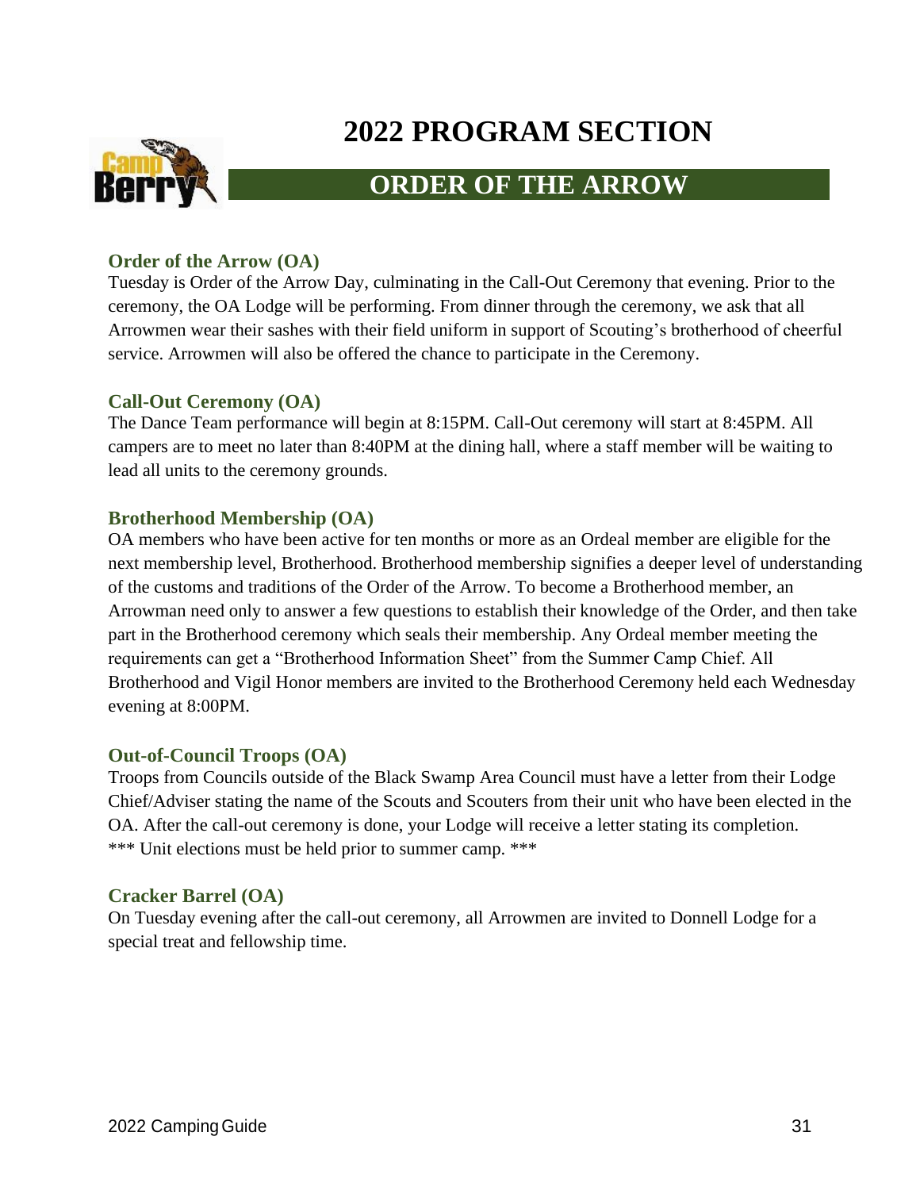# 2022 PROGRAM SECTION

## ORDER OF THE ARROW

### Order of the Arrow (OA)

Tuesday is Order of the Arrow Day, culminating in the Call-Out Ceremony that evening. Prior to the ceremony, the OA Lodge will be performing. From dinner through the ceremony, we ask that all Arrowmen wear their sashes with their field uniform in support of Scouting's brotherhood of cheerful service. Arrowmen will also be offered the chance to participate in the Ceremony.

### Call-Out Ceremony (OA)

The Dance Team performance will begin at 8:15PM. Call-Out ceremony will start at 8:45PM. All campers are to meet no later than 8:40PM at the dining hall, where a staff member will be waiting to lead all units to the ceremony grounds.

### Brotherhood Membership (OA)

OA members who have been active for ten months or more as an Ordeal member are eligible for the next membership level, Brotherhood. Brotherhood membership signifies a deeper level of understanding of the customs and traditions of the Order of the Arrow. To become a Brotherhood member, an Arrowman need only to answer a few questions to establish their knowledge of the Order, and then take part in the Brotherhood ceremony which seals their membership. Any Ordeal member meeting the requirements can get a "Brotherhood Information Sheet" from the Summer Camp Chief. All Brotherhood and Vigil Honor members are invited to the Brotherhood Ceremony held each Wednesday evening at 8:00PM.

### Out-of-Council Troops (OA)

Troops from Councils outside of the Black Swamp Area Council must have a letter from their Lodge Chief/Adviser stating the name of the Scouts and Scouters from their unit who have been elected in the OA. After the call-out ceremony is done, your Lodge will receive a letter stating its completion.
*** Unit elections must be held prior to summer camp. ***

### Cracker Barrel (OA)

On Tuesday evening after the call-out ceremony, all Arrowmen are invited to Donnell Lodge for a special treat and fellowship time.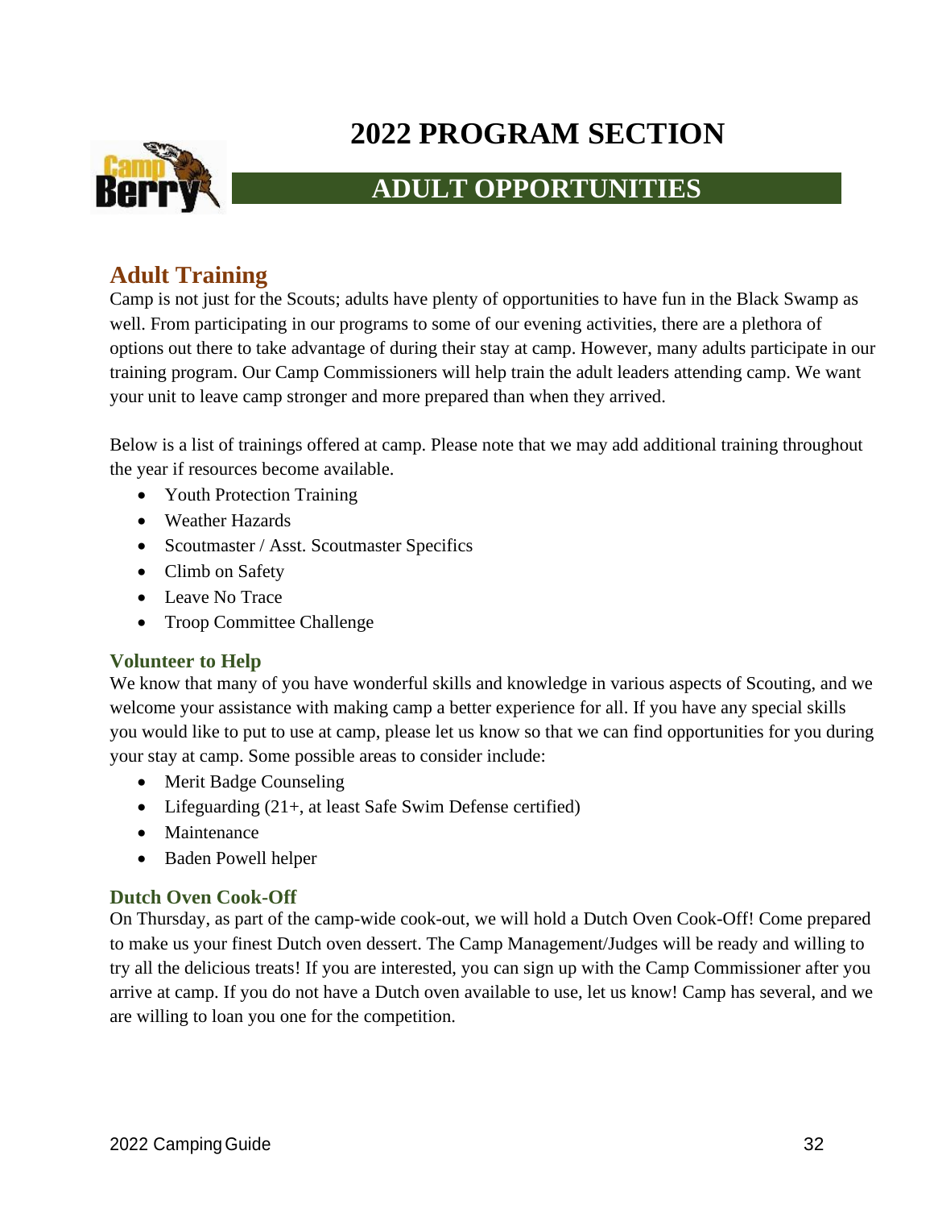# 2022 PROGRAM SECTION

## ADULT OPPORTUNITIES

## Adult Training

Camp is not just for the Scouts; adults have plenty of opportunities to have fun in the Black Swamp as well. From participating in our programs to some of our evening activities, there are a plethora of options out there to take advantage of during their stay at camp. However, many adults participate in our training program. Our Camp Commissioners will help train the adult leaders attending camp. We want your unit to leave camp stronger and more prepared than when they arrived.

Below is a list of trainings offered at camp. Please note that we may add additional training throughout the year if resources become available.

- Youth Protection Training
- Weather Hazards
- Scoutmaster / Asst. Scoutmaster Specifics
- Climb on Safety
- Leave No Trace
- Troop Committee Challenge

### Volunteer to Help

We know that many of you have wonderful skills and knowledge in various aspects of Scouting, and we welcome your assistance with making camp a better experience for all. If you have any special skills you would like to put to use at camp, please let us know so that we can find opportunities for you during your stay at camp. Some possible areas to consider include:

- Merit Badge Counseling
- Lifeguarding (21+, at least Safe Swim Defense certified)
- Maintenance
- Baden Powell helper

### Dutch Oven Cook-Off

On Thursday, as part of the camp-wide cook-out, we will hold a Dutch Oven Cook-Off! Come prepared to make us your finest Dutch oven dessert. The Camp Management/Judges will be ready and willing to try all the delicious treats! If you are interested, you can sign up with the Camp Commissioner after you arrive at camp. If you do not have a Dutch oven available to use, let us know! Camp has several, and we are willing to loan you one for the competition.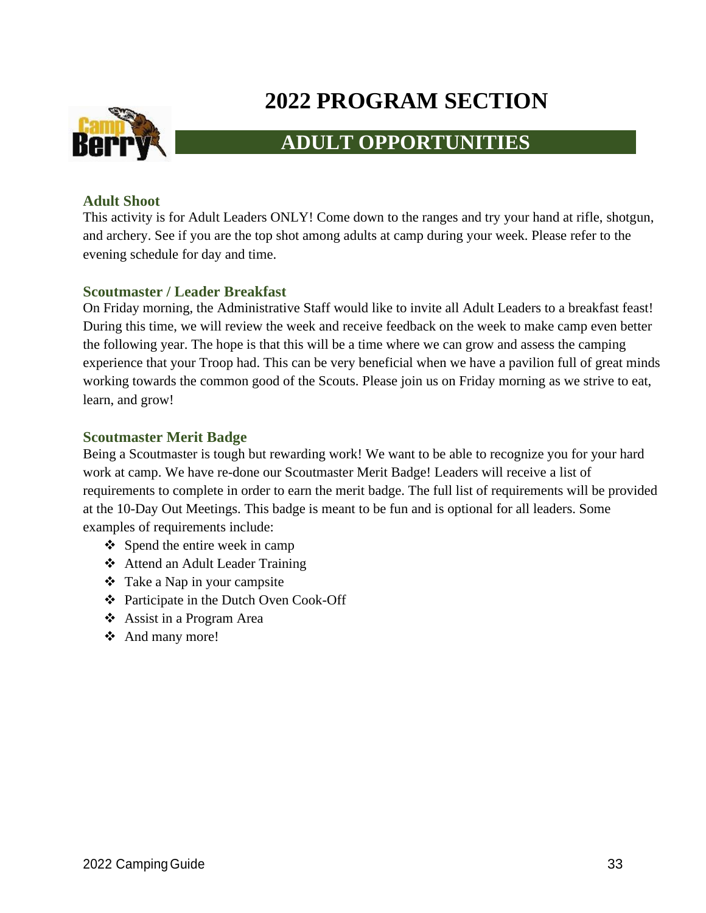# 2022 PROGRAM SECTION

## ADULT OPPORTUNITIES

### Adult Shoot

This activity is for Adult Leaders ONLY! Come down to the ranges and try your hand at rifle, shotgun, and archery. See if you are the top shot among adults at camp during your week. Please refer to the evening schedule for day and time.

### Scoutmaster / Leader Breakfast

On Friday morning, the Administrative Staff would like to invite all Adult Leaders to a breakfast feast! During this time, we will review the week and receive feedback on the week to make camp even better the following year. The hope is that this will be a time where we can grow and assess the camping experience that your Troop had. This can be very beneficial when we have a pavilion full of great minds working towards the common good of the Scouts. Please join us on Friday morning as we strive to eat, learn, and grow!

### Scoutmaster Merit Badge

Being a Scoutmaster is tough but rewarding work! We want to be able to recognize you for your hard work at camp. We have re-done our Scoutmaster Merit Badge! Leaders will receive a list of requirements to complete in order to earn the merit badge. The full list of requirements will be provided at the 10-Day Out Meetings. This badge is meant to be fun and is optional for all leaders. Some examples of requirements include:

- Spend the entire week in camp
- Attend an Adult Leader Training
- Take a Nap in your campsite
- Participate in the Dutch Oven Cook-Off
- Assist in a Program Area
- And many more!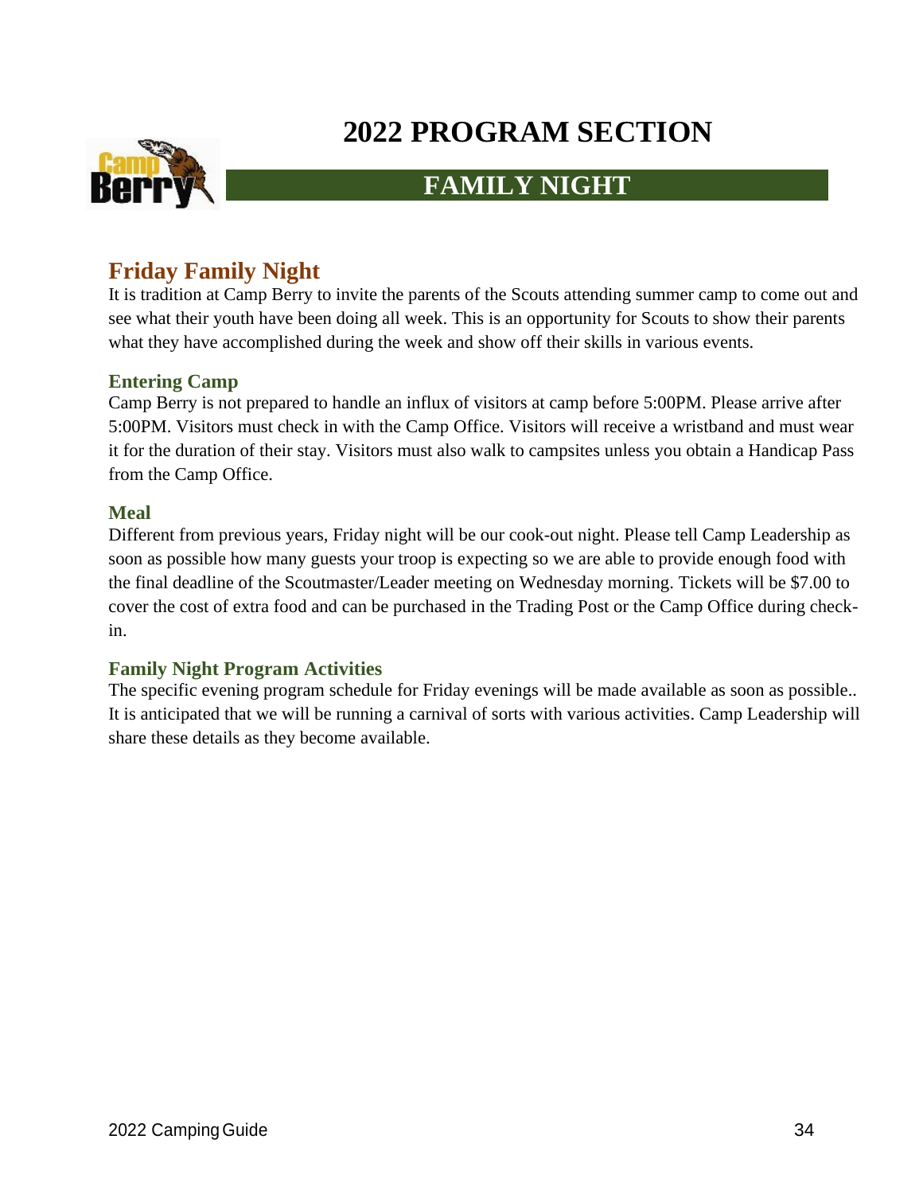# 2022 PROGRAM SECTION

## FAMILY NIGHT

### Friday Family Night

It is tradition at Camp Berry to invite the parents of the Scouts attending summer camp to come out and see what their youth have been doing all week. This is an opportunity for Scouts to show their parents what they have accomplished during the week and show off their skills in various events.

#### Entering Camp

Camp Berry is not prepared to handle an influx of visitors at camp before 5:00PM. Please arrive after 5:00PM. Visitors must check in with the Camp Office. Visitors will receive a wristband and must wear it for the duration of their stay. Visitors must also walk to campsites unless you obtain a Handicap Pass from the Camp Office.

#### Meal

Different from previous years, Friday night will be our cook-out night. Please tell Camp Leadership as soon as possible how many guests your troop is expecting so we are able to provide enough food with the final deadline of the Scoutmaster/Leader meeting on Wednesday morning. Tickets will be $7.00 to cover the cost of extra food and can be purchased in the Trading Post or the Camp Office during check-in.

#### Family Night Program Activities

The specific evening program schedule for Friday evenings will be made available as soon as possible.. It is anticipated that we will be running a carnival of sorts with various activities. Camp Leadership will share these details as they become available.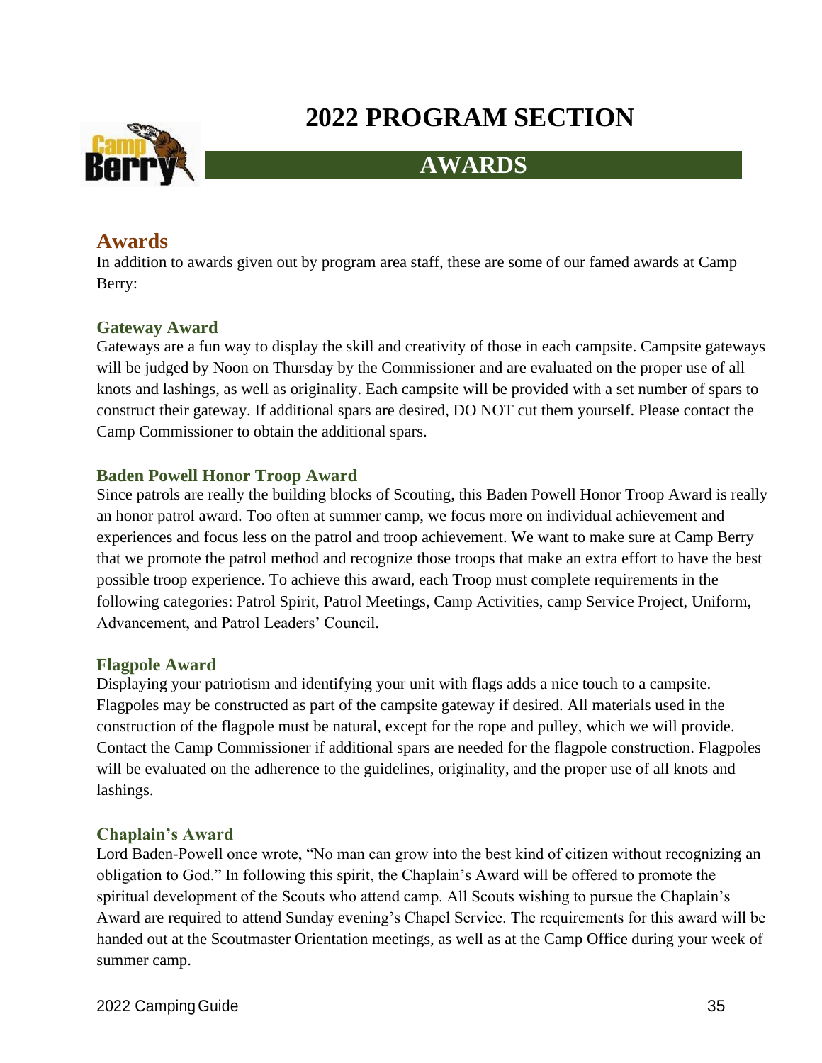# 2022 PROGRAM SECTION

## AWARDS

## Awards

In addition to awards given out by program area staff, these are some of our famed awards at Camp Berry:

### Gateway Award

Gateways are a fun way to display the skill and creativity of those in each campsite. Campsite gateways will be judged by Noon on Thursday by the Commissioner and are evaluated on the proper use of all knots and lashings, as well as originality. Each campsite will be provided with a set number of spars to construct their gateway. If additional spars are desired, DO NOT cut them yourself. Please contact the Camp Commissioner to obtain the additional spars.

### Baden Powell Honor Troop Award

Since patrols are really the building blocks of Scouting, this Baden Powell Honor Troop Award is really an honor patrol award. Too often at summer camp, we focus more on individual achievement and experiences and focus less on the patrol and troop achievement. We want to make sure at Camp Berry that we promote the patrol method and recognize those troops that make an extra effort to have the best possible troop experience. To achieve this award, each Troop must complete requirements in the following categories: Patrol Spirit, Patrol Meetings, Camp Activities, camp Service Project, Uniform, Advancement, and Patrol Leaders' Council.

### Flagpole Award

Displaying your patriotism and identifying your unit with flags adds a nice touch to a campsite. Flagpoles may be constructed as part of the campsite gateway if desired. All materials used in the construction of the flagpole must be natural, except for the rope and pulley, which we will provide. Contact the Camp Commissioner if additional spars are needed for the flagpole construction. Flagpoles will be evaluated on the adherence to the guidelines, originality, and the proper use of all knots and lashings.

### Chaplain's Award

Lord Baden-Powell once wrote, "No man can grow into the best kind of citizen without recognizing an obligation to God." In following this spirit, the Chaplain's Award will be offered to promote the spiritual development of the Scouts who attend camp. All Scouts wishing to pursue the Chaplain's Award are required to attend Sunday evening's Chapel Service. The requirements for this award will be handed out at the Scoutmaster Orientation meetings, as well as at the Camp Office during your week of summer camp.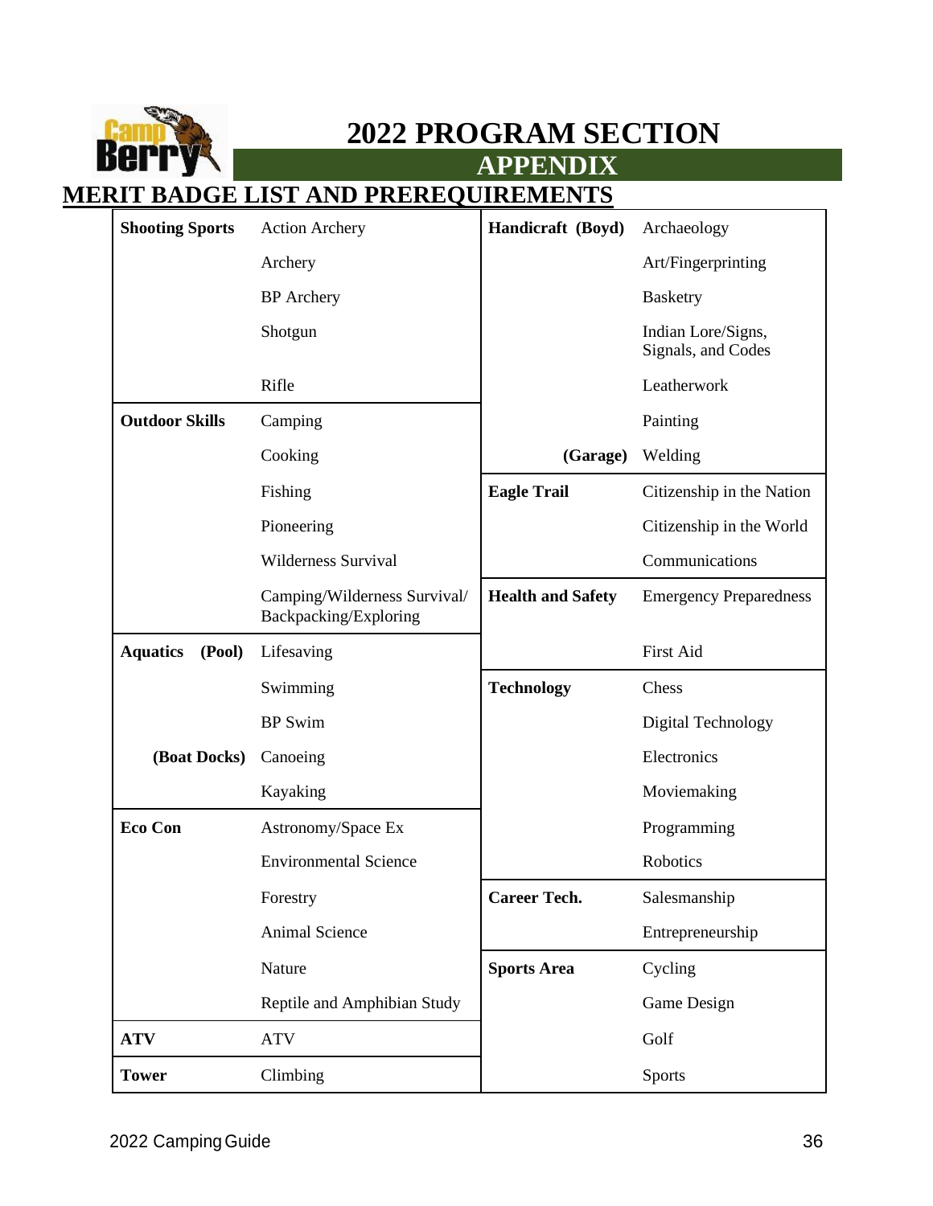# 2022 PROGRAM SECTION

## APPENDIX

## MERIT BADGE LIST AND PREREQUIREMENTS

| Area | Merit Badge | Area | Merit Badge |
|---|---|---|---|
| **Shooting Sports** | Action Archery | **Handicraft (Boyd)** | Archaeology |
| | Archery | | Art/Fingerprinting |
| | BP Archery | | Basketry |
| | Shotgun | | Indian Lore/Signs, Signals, and Codes |
| | Rifle | | Leatherwork |
| **Outdoor Skills** | Camping | | Painting |
| | Cooking | **(Garage)** | Welding |
| | Fishing | **Eagle Trail** | Citizenship in the Nation |
| | Pioneering | | Citizenship in the World |
| | Wilderness Survival | | Communications |
| | Camping/Wilderness Survival/ Backpacking/Exploring | **Health and Safety** | Emergency Preparedness |
| **Aquatics (Pool)** | Lifesaving | | First Aid |
| | Swimming | **Technology** | Chess |
| | BP Swim | | Digital Technology |
| **(Boat Docks)** | Canoeing | | Electronics |
| | Kayaking | | Moviemaking |
| **Eco Con** | Astronomy/Space Ex | | Programming |
| | Environmental Science | | Robotics |
| | Forestry | **Career Tech.** | Salesmanship |
| | Animal Science | | Entrepreneurship |
| | Nature | **Sports Area** | Cycling |
| | Reptile and Amphibian Study | | Game Design |
| **ATV** | ATV | | Golf |
| **Tower** | Climbing | | Sports |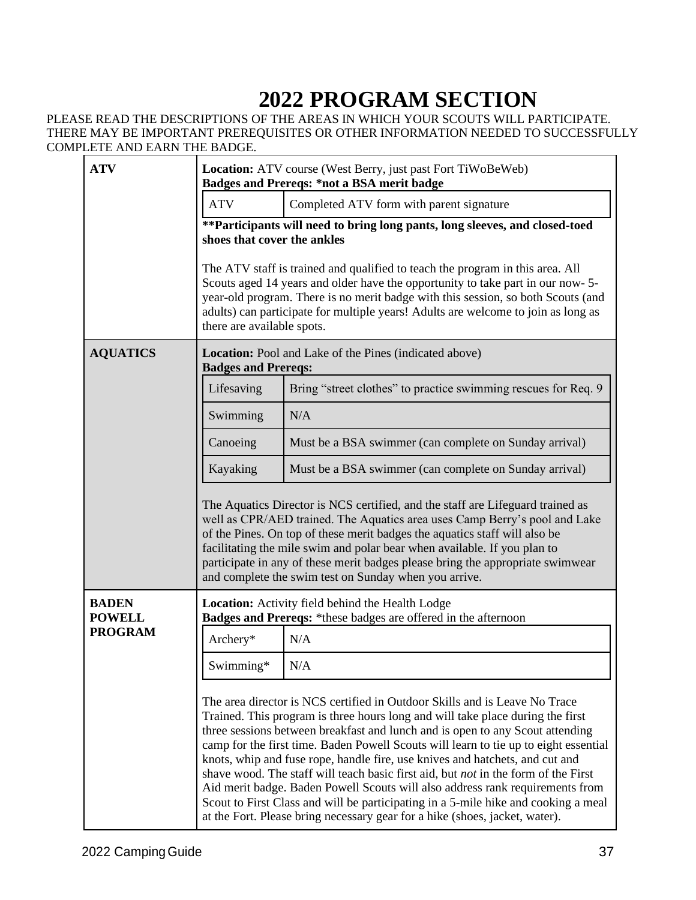# 2022 PROGRAM SECTION

PLEASE READ THE DESCRIPTIONS OF THE AREAS IN WHICH YOUR SCOUTS WILL PARTICIPATE. THERE MAY BE IMPORTANT PREREQUISITES OR OTHER INFORMATION NEEDED TO SUCCESSFULLY COMPLETE AND EARN THE BADGE.

## ATV

**Location:** ATV course (West Berry, just past Fort TiWoBeWeb)
**Badges and Prereqs: *not a BSA merit badge**

| Badge | Prerequisite |
|---|---|
| ATV | Completed ATV form with parent signature |

****Participants will need to bring long pants, long sleeves, and closed-toed shoes that cover the ankles**

The ATV staff is trained and qualified to teach the program in this area. All Scouts aged 14 years and older have the opportunity to take part in our now- 5-year-old program. There is no merit badge with this session, so both Scouts (and adults) can participate for multiple years! Adults are welcome to join as long as there are available spots.

## AQUATICS

**Location:** Pool and Lake of the Pines (indicated above)
**Badges and Prereqs:**

| Badge | Prerequisite |
|---|---|
| Lifesaving | Bring "street clothes" to practice swimming rescues for Req. 9 |
| Swimming | N/A |
| Canoeing | Must be a BSA swimmer (can complete on Sunday arrival) |
| Kayaking | Must be a BSA swimmer (can complete on Sunday arrival) |

The Aquatics Director is NCS certified, and the staff are Lifeguard trained as well as CPR/AED trained. The Aquatics area uses Camp Berry's pool and Lake of the Pines. On top of these merit badges the aquatics staff will also be facilitating the mile swim and polar bear when available. If you plan to participate in any of these merit badges please bring the appropriate swimwear and complete the swim test on Sunday when you arrive.

## BADEN POWELL PROGRAM

**Location:** Activity field behind the Health Lodge
**Badges and Prereqs:** *these badges are offered in the afternoon

| Badge | Prerequisite |
|---|---|
| Archery* | N/A |
| Swimming* | N/A |

The area director is NCS certified in Outdoor Skills and is Leave No Trace Trained. This program is three hours long and will take place during the first three sessions between breakfast and lunch and is open to any Scout attending camp for the first time. Baden Powell Scouts will learn to tie up to eight essential knots, whip and fuse rope, handle fire, use knives and hatchets, and cut and shave wood. The staff will teach basic first aid, but *not* in the form of the First Aid merit badge. Baden Powell Scouts will also address rank requirements from Scout to First Class and will be participating in a 5-mile hike and cooking a meal at the Fort. Please bring necessary gear for a hike (shoes, jacket, water).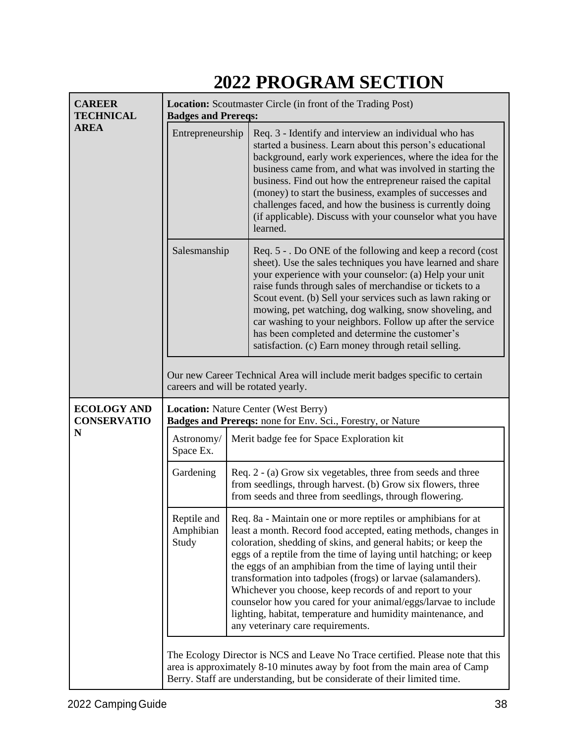# 2022 PROGRAM SECTION

## CAREER TECHNICAL AREA

**Location:** Scoutmaster Circle (in front of the Trading Post)
**Badges and Prereqs:**

| Badge | Prerequisite |
| --- | --- |
| Entrepreneurship | Req. 3 - Identify and interview an individual who has started a business. Learn about this person's educational background, early work experiences, where the idea for the business came from, and what was involved in starting the business. Find out how the entrepreneur raised the capital (money) to start the business, examples of successes and challenges faced, and how the business is currently doing (if applicable). Discuss with your counselor what you have learned. |
| Salesmanship | Req. 5 - . Do ONE of the following and keep a record (cost sheet). Use the sales techniques you have learned and share your experience with your counselor: (a) Help your unit raise funds through sales of merchandise or tickets to a Scout event. (b) Sell your services such as lawn raking or mowing, pet watching, dog walking, snow shoveling, and car washing to your neighbors. Follow up after the service has been completed and determine the customer's satisfaction. (c) Earn money through retail selling. |

Our new Career Technical Area will include merit badges specific to certain careers and will be rotated yearly.

## ECOLOGY AND CONSERVATION

**Location:** Nature Center (West Berry)
**Badges and Prereqs:** none for Env. Sci., Forestry, or Nature

| Badge | Prerequisite |
| --- | --- |
| Astronomy/ Space Ex. | Merit badge fee for Space Exploration kit |
| Gardening | Req. 2 - (a) Grow six vegetables, three from seeds and three from seedlings, through harvest. (b) Grow six flowers, three from seeds and three from seedlings, through flowering. |
| Reptile and Amphibian Study | Req. 8a - Maintain one or more reptiles or amphibians for at least a month. Record food accepted, eating methods, changes in coloration, shedding of skins, and general habits; or keep the eggs of a reptile from the time of laying until hatching; or keep the eggs of an amphibian from the time of laying until their transformation into tadpoles (frogs) or larvae (salamanders). Whichever you choose, keep records of and report to your counselor how you cared for your animal/eggs/larvae to include lighting, habitat, temperature and humidity maintenance, and any veterinary care requirements. |

The Ecology Director is NCS and Leave No Trace certified. Please note that this area is approximately 8-10 minutes away by foot from the main area of Camp Berry. Staff are understanding, but be considerate of their limited time.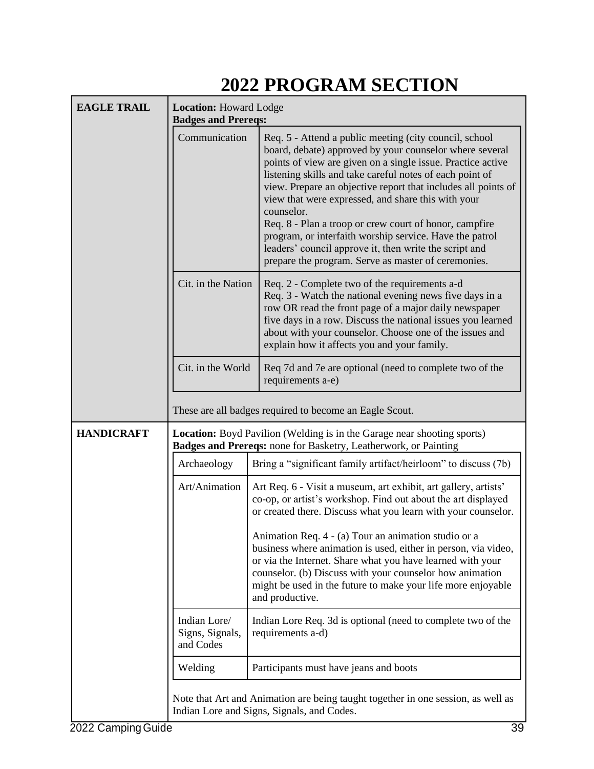# 2022 PROGRAM SECTION

## EAGLE TRAIL

**Location:** Howard Lodge
**Badges and Prereqs:**

| Badge | Prereqs |
|---|---|
| Communication | Req. 5 - Attend a public meeting (city council, school board, debate) approved by your counselor where several points of view are given on a single issue. Practice active listening skills and take careful notes of each point of view. Prepare an objective report that includes all points of view that were expressed, and share this with your counselor.<br>Req. 8 - Plan a troop or crew court of honor, campfire program, or interfaith worship service. Have the patrol leaders' council approve it, then write the script and prepare the program. Serve as master of ceremonies. |
| Cit. in the Nation | Req. 2 - Complete two of the requirements a-d<br>Req. 3 - Watch the national evening news five days in a row OR read the front page of a major daily newspaper five days in a row. Discuss the national issues you learned about with your counselor. Choose one of the issues and explain how it affects you and your family. |
| Cit. in the World | Req 7d and 7e are optional (need to complete two of the requirements a-e) |

These are all badges required to become an Eagle Scout.

## HANDICRAFT

**Location:** Boyd Pavilion (Welding is in the Garage near shooting sports)
**Badges and Prereqs:** none for Basketry, Leatherwork, or Painting

| Badge | Prereqs |
|---|---|
| Archaeology | Bring a "significant family artifact/heirloom" to discuss (7b) |
| Art/Animation | Art Req. 6 - Visit a museum, art exhibit, art gallery, artists' co-op, or artist's workshop. Find out about the art displayed or created there. Discuss what you learn with your counselor.<br><br>Animation Req. 4 - (a) Tour an animation studio or a business where animation is used, either in person, via video, or via the Internet. Share what you have learned with your counselor. (b) Discuss with your counselor how animation might be used in the future to make your life more enjoyable and productive. |
| Indian Lore/ Signs, Signals, and Codes | Indian Lore Req. 3d is optional (need to complete two of the requirements a-d) |
| Welding | Participants must have jeans and boots |

Note that Art and Animation are being taught together in one session, as well as Indian Lore and Signs, Signals, and Codes.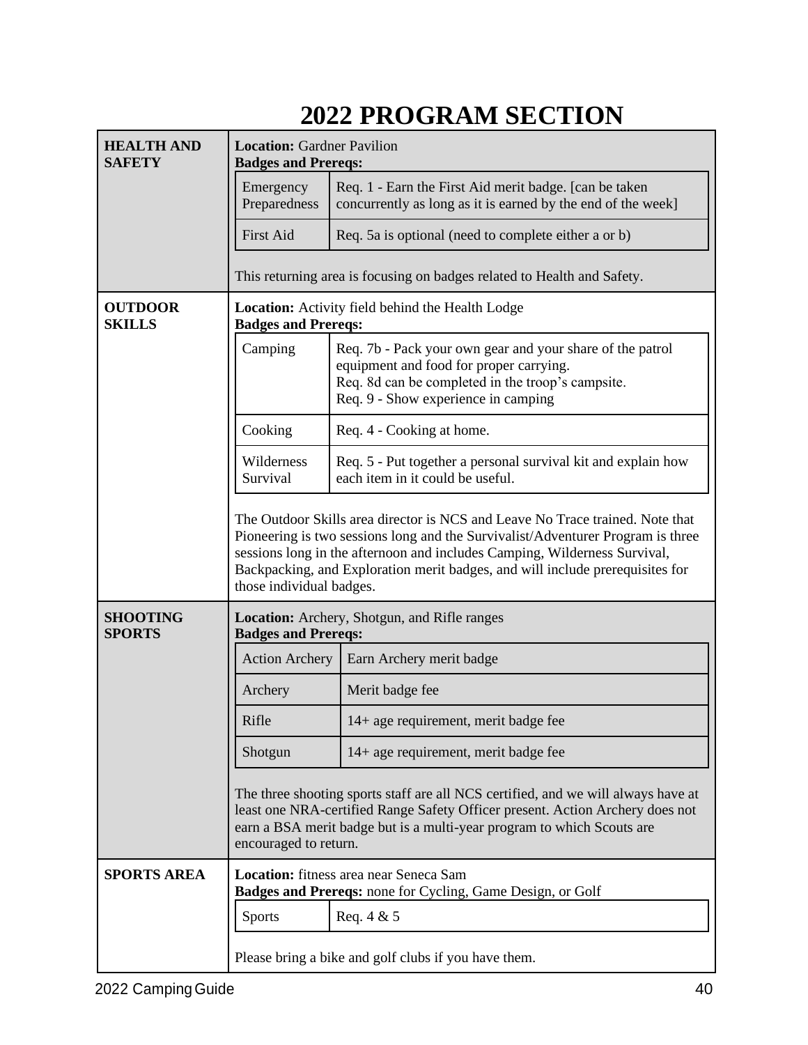# 2022 PROGRAM SECTION

## HEALTH AND SAFETY

**Location:** Gardner Pavilion
**Badges and Prereqs:**

| Badge | Prereqs |
| --- | --- |
| Emergency Preparedness | Req. 1 - Earn the First Aid merit badge. [can be taken concurrently as long as it is earned by the end of the week] |
| First Aid | Req. 5a is optional (need to complete either a or b) |

This returning area is focusing on badges related to Health and Safety.

## OUTDOOR SKILLS

**Location:** Activity field behind the Health Lodge
**Badges and Prereqs:**

| Badge | Prereqs |
| --- | --- |
| Camping | Req. 7b - Pack your own gear and your share of the patrol equipment and food for proper carrying.<br>Req. 8d can be completed in the troop's campsite.<br>Req. 9 - Show experience in camping |
| Cooking | Req. 4 - Cooking at home. |
| Wilderness Survival | Req. 5 - Put together a personal survival kit and explain how each item in it could be useful. |

The Outdoor Skills area director is NCS and Leave No Trace trained. Note that Pioneering is two sessions long and the Survivalist/Adventurer Program is three sessions long in the afternoon and includes Camping, Wilderness Survival, Backpacking, and Exploration merit badges, and will include prerequisites for those individual badges.

## SHOOTING SPORTS

**Location:** Archery, Shotgun, and Rifle ranges
**Badges and Prereqs:**

| Badge | Prereqs |
| --- | --- |
| Action Archery | Earn Archery merit badge |
| Archery | Merit badge fee |
| Rifle | 14+ age requirement, merit badge fee |
| Shotgun | 14+ age requirement, merit badge fee |

The three shooting sports staff are all NCS certified, and we will always have at least one NRA-certified Range Safety Officer present. Action Archery does not earn a BSA merit badge but is a multi-year program to which Scouts are encouraged to return.

## SPORTS AREA

**Location:** fitness area near Seneca Sam
**Badges and Prereqs:** none for Cycling, Game Design, or Golf

| Badge | Prereqs |
| --- | --- |
| Sports | Req. 4 & 5 |

Please bring a bike and golf clubs if you have them.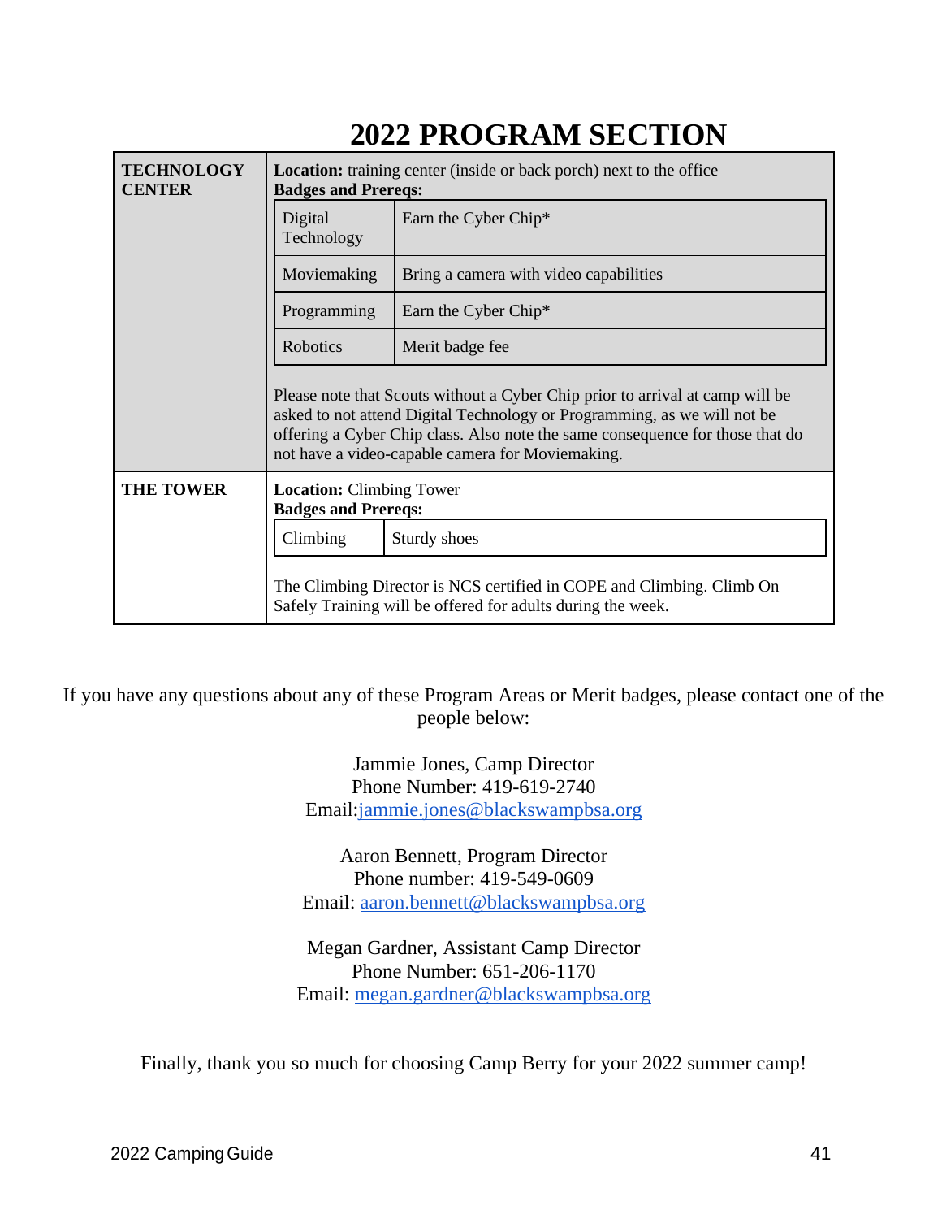# 2022 PROGRAM SECTION

| | |
|---|---|
| **TECHNOLOGY CENTER** | **Location:** training center (inside or back porch) next to the office<br>**Badges and Prereqs:**<br>Digital Technology — Earn the Cyber Chip*<br>Moviemaking — Bring a camera with video capabilities<br>Programming — Earn the Cyber Chip*<br>Robotics — Merit badge fee<br><br>Please note that Scouts without a Cyber Chip prior to arrival at camp will be asked to not attend Digital Technology or Programming, as we will not be offering a Cyber Chip class. Also note the same consequence for those that do not have a video-capable camera for Moviemaking. |
| **THE TOWER** | **Location:** Climbing Tower<br>**Badges and Prereqs:**<br>Climbing — Sturdy shoes<br><br>The Climbing Director is NCS certified in COPE and Climbing. Climb On Safely Training will be offered for adults during the week. |

If you have any questions about any of these Program Areas or Merit badges, please contact one of the people below:

Jammie Jones, Camp Director
Phone Number: 419-619-2740
Email:jammie.jones@blackswampbsa.org

Aaron Bennett, Program Director
Phone number: 419-549-0609
Email: aaron.bennett@blackswampbsa.org

Megan Gardner, Assistant Camp Director
Phone Number: 651-206-1170
Email: megan.gardner@blackswampbsa.org

Finally, thank you so much for choosing Camp Berry for your 2022 summer camp!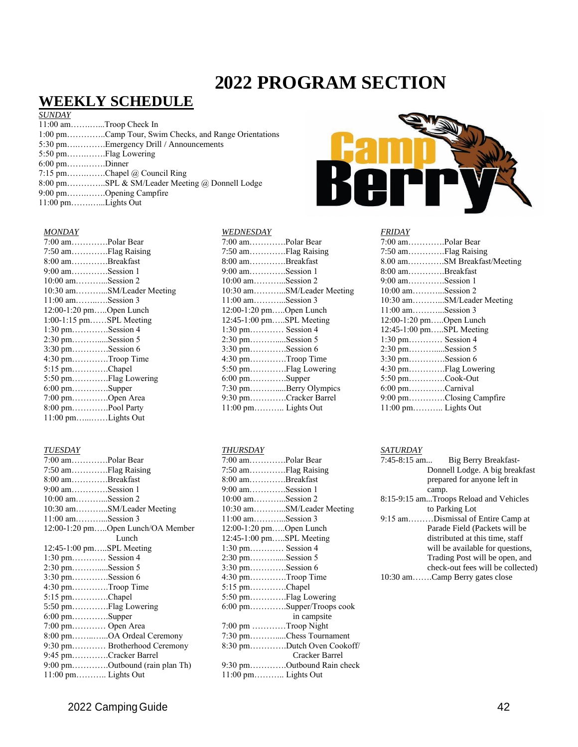# 2022 PROGRAM SECTION

## WEEKLY SCHEDULE

*SUNDAY*

11:00 am…………Troop Check In
1:00 pm…………..Camp Tour, Swim Checks, and Range Orientations
5:30 pm…………..Emergency Drill / Announcements
5:50 pm…………..Flag Lowering
6:00 pm…………..Dinner
7:15 pm…………..Chapel @ Council Ring
8:00 pm…………..SPL & SM/Leader Meeting @ Donnell Lodge
9:00 pm…………..Opening Campfire
11:00 pm…………Lights Out

*MONDAY*

7:00 am…………..Polar Bear
7:50 am…………..Flag Raising
8:00 am…………..Breakfast
9:00 am…………..Session 1
10:00 am…………Session 2
10:30 am…………SM/Leader Meeting
11:00 am…………Session 3
12:00-1:20 pm…..Open Lunch
1:00-1:15 pm……SPL Meeting
1:30 pm…………..Session 4
2:30 pm…………..Session 5
3:30 pm…………..Session 6
4:30 pm…………..Troop Time
5:15 pm…………..Chapel
5:50 pm…………..Flag Lowering
6:00 pm…………..Supper
7:00 pm…………..Open Area
8:00 pm…………..Pool Party
11:00 pm…………Lights Out

*TUESDAY*

7:00 am…………..Polar Bear
7:50 am…………..Flag Raising
8:00 am…………..Breakfast
9:00 am…………..Session 1
10:00 am…………Session 2
10:30 am…………SM/Leader Meeting
11:00 am…………Session 3
12:00-1:20 pm…..Open Lunch/OA Member Lunch
12:45-1:00 pm…..SPL Meeting
1:30 pm………… Session 4
2:30 pm…………..Session 5
3:30 pm…………..Session 6
4:30 pm…………..Troop Time
5:15 pm…………..Chapel
5:50 pm…………..Flag Lowering
6:00 pm…………..Supper
7:00 pm………… Open Area
8:00 pm…………..OA Ordeal Ceremony
9:30 pm………… Brotherhood Ceremony
9:45 pm…………..Cracker Barrel
9:00 pm…………..Outbound (rain plan Th)
11:00 pm……….. Lights Out

*WEDNESDAY*

7:00 am…………..Polar Bear
7:50 am…………..Flag Raising
8:00 am…………..Breakfast
9:00 am…………..Session 1
10:00 am…………Session 2
10:30 am…………SM/Leader Meeting
11:00 am…………Session 3
12:00-1:20 pm…..Open Lunch
12:45-1:00 pm…..SPL Meeting
1:30 pm………… Session 4
2:30 pm…………..Session 5
3:30 pm…………..Session 6
4:30 pm…………..Troop Time
5:50 pm…………..Flag Lowering
6:00 pm…………..Supper
7:30 pm…………..Berry Olympics
9:30 pm…………..Cracker Barrel
11:00 pm……….. Lights Out

*THURSDAY*

7:00 am…………..Polar Bear
7:50 am…………..Flag Raising
8:00 am…………..Breakfast
9:00 am…………..Session 1
10:00 am…………Session 2
10:30 am…………SM/Leader Meeting
11:00 am…………Session 3
12:00-1:20 pm…..Open Lunch
12:45-1:00 pm…..SPL Meeting
1:30 pm………… Session 4
2:30 pm…………..Session 5
3:30 pm…………..Session 6
4:30 pm…………..Troop Time
5:15 pm…………..Chapel
5:50 pm…………..Flag Lowering
6:00 pm…………..Supper/Troops cook in campsite
7:00 pm …………Troop Night
7:30 pm…………..Chess Tournament
8:30 pm…………..Dutch Oven Cookoff/ Cracker Barrel
9:30 pm…………..Outbound Rain check
11:00 pm……….. Lights Out

*FRIDAY*

7:00 am…………..Polar Bear
7:50 am…………..Flag Raising
8.00 am…………..SM Breakfast/Meeting
8:00 am…………..Breakfast
9:00 am…………..Session 1
10:00 am…………Session 2
10:30 am…………SM/Leader Meeting
11:00 am…………Session 3
12:00-1:20 pm…..Open Lunch
12:45-1:00 pm…..SPL Meeting
1:30 pm………… Session 4
2:30 pm…………..Session 5
3:30 pm…………..Session 6
4:30 pm…………..Flag Lowering
5:50 pm…………..Cook-Out
6:00 pm…………..Carnival
9:00 pm…………..Closing Campfire
11:00 pm……….. Lights Out

*SATURDAY*

7:45-8:15 am... Big Berry Breakfast- Donnell Lodge. A big breakfast prepared for anyone left in camp.
8:15-9:15 am...Troops Reload and Vehicles to Parking Lot
9:15 am………Dismissal of Entire Camp at Parade Field (Packets will be distributed at this time, staff will be available for questions, Trading Post will be open, and check-out fees will be collected)
10:30 am…….Camp Berry gates close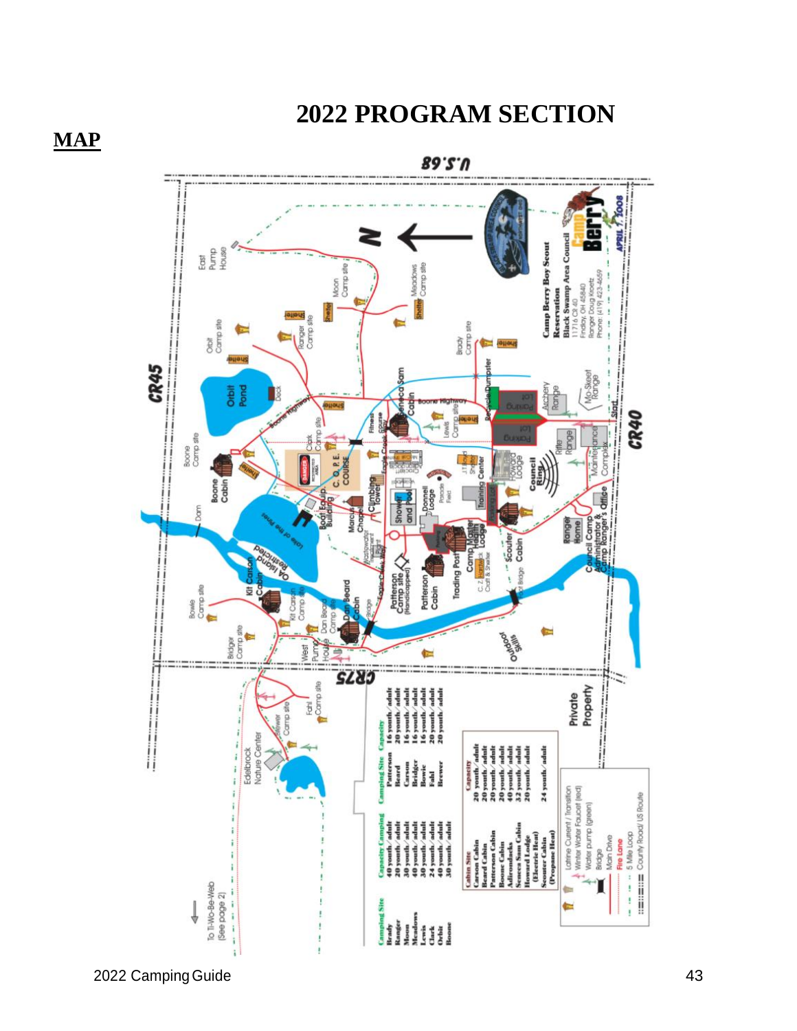# 2022 PROGRAM SECTION

## MAP

U.S. 68

CR45

CR40

CR75

N

Camp Berry Boy Scout Reservation
Black Swamp Area Council
11716 CR 40
Findlay, OH 45840
Ranger Doug Kroetz
Phone: (419) 423-4659

Camp Berry
APRIL 1, 2008

East Pump House

Moon Camp site

Meadows Camp site

Orbit Camp site

Ranger Camp site

Brady Camp site

Orbit Pond

Dock

Boone Highway

Seneca Sam Cabin

Recycle/Dumpster

Parking Lot

Archery Range

Mo-Skeet Range

Start

Boone Camp site

Clark Camp site

Lewis Camp site

Fitness course

Rifle Range

Maintenance Complex

Boone Cabin

C.O.P.E. COURSE

Climbing Tower

Eagle Creek Way

J.T. Boyd Shelter

Training Center

Howard Lodge

Council Ring

Dam

Lake of the Pines

Boat/Equip. Building

Marcus Chapel

Shower and Pool

Donnell Lodge

Parade Field

Administrator & Camp Ranger's Office

Ranger Home

Council Camp

OA Island Restricted

Kit Carson Cabin

Patterson Camp site (Handicapped)

Trading Post

Camp Master Health Lodge

Scouter Cabin

C.Z. Lambert Craft & Shelter

Bridge

Bowie Camp site

Kit Carson Camp site

Dan Beard Camp site

Dan Beard Cabin

Patterson Cabin

Bridger Camp site

West Pump House

Outdoor Skills

Fahl Camp site

Brewer Camp site

Edelbrock Nature Center

Private Property

To Ti-Wo-Be-Web (See page 2)

| Camping Site | Capacity | Camping Site | Capacity |
|---|---|---|---|
| Brady | 40 youth/adult | Patterson | 16 youth/adult |
| Ranger | 20 youth/adult | Beard | 20 youth/adult |
| Moon | 30 youth/adult | Carson | 16 youth/adult |
| Meadows | 40 youth/adult | Bridger | 16 youth/adult |
| Lewis | 30 youth/adult | Bowie | 16 youth/adult |
| Clark | 24 youth/adult | Fahl | 20 youth/adult |
| Orbit | 40 youth/adult | Brewer | 20 youth/adult |
| Boone | 30 youth/adult | | |

| Cabin Site | Capacity |
|---|---|
| Carson Cabin | 20 youth/adult |
| Beard Cabin | 20 youth/adult |
| Patterson Cabin | 20 youth/adult |
| Boone Cabin | 20 youth/adult |
| Adirondacks | 40 youth/adult |
| Seneca Sam Cabin | 32 youth/adult |
| Howard Lodge (Electric Heat) | 20 youth/adult |
| Scouter Cabin (Propane Heat) | 24 youth/adult |

Latrine Current / Transition
Winter Water Faucet (red)
Water pump (green)
Bridge
Main Drive
Fire Lane
5 Mile Loop
County Road/ US Route